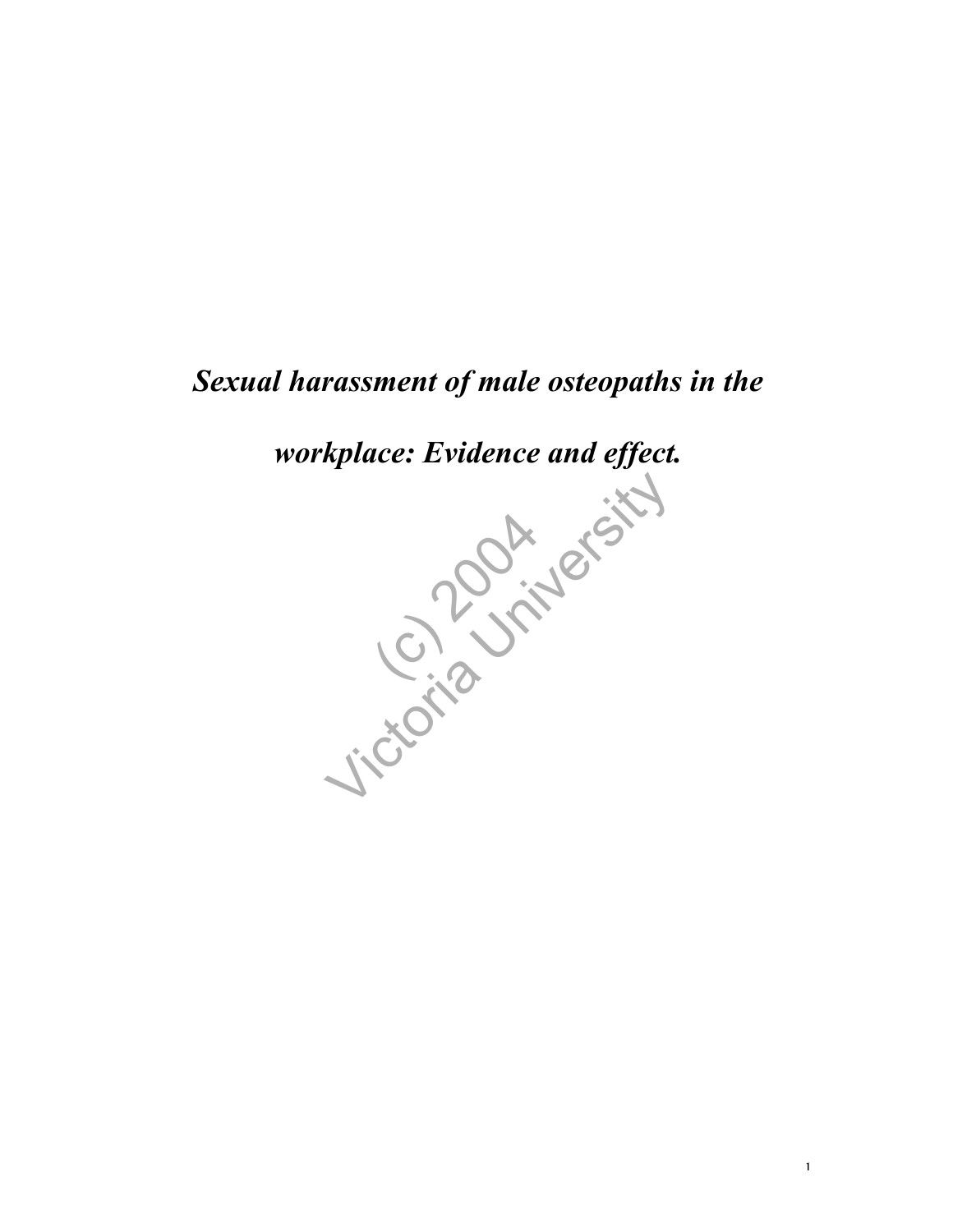# ***Sexual harassment of male osteopaths in the workplace: Evidence and effect.***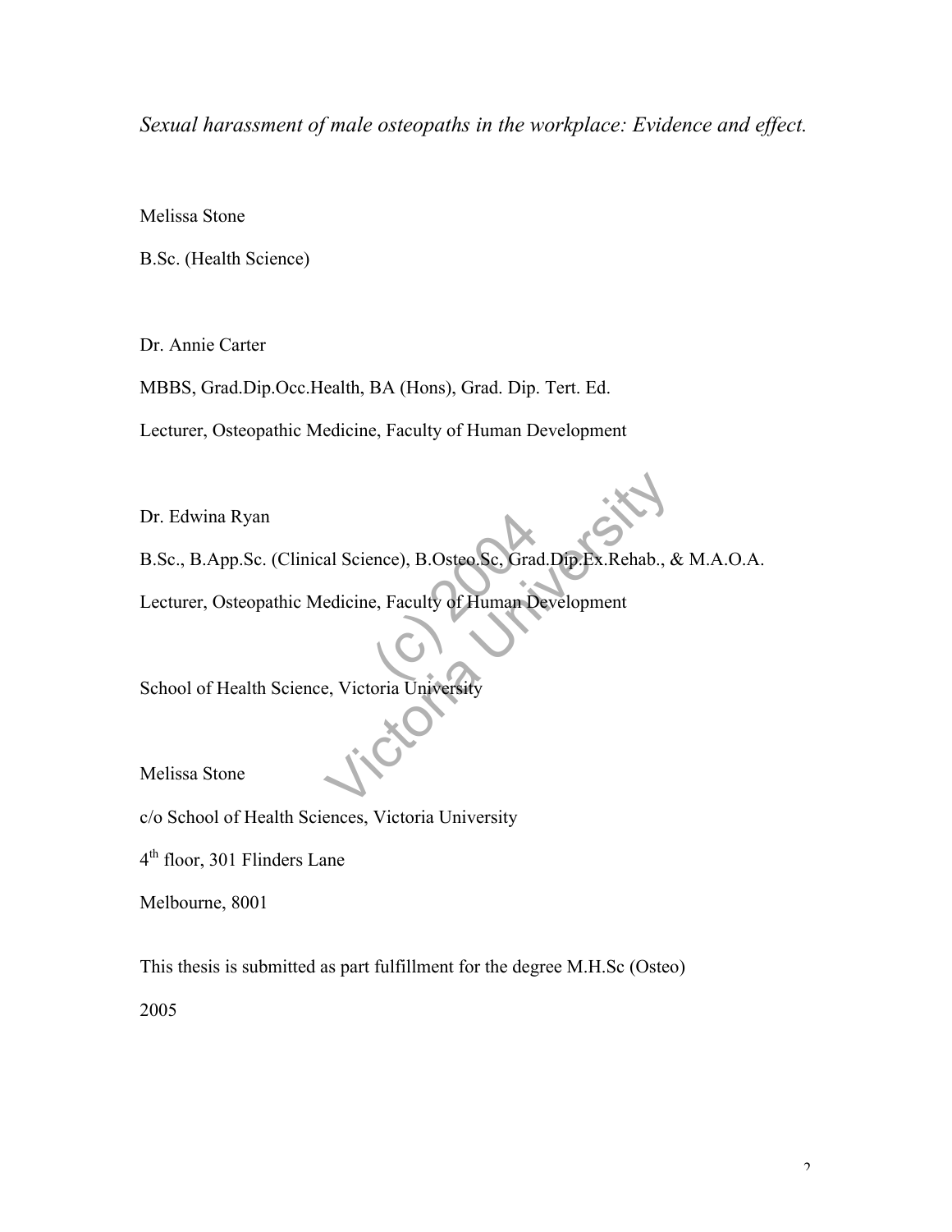*Sexual harassment of male osteopaths in the workplace: Evidence and effect.*

Melissa Stone

B.Sc. (Health Science)

Dr. Annie Carter

MBBS, Grad.Dip.Occ.Health, BA (Hons), Grad. Dip. Tert. Ed.

Lecturer, Osteopathic Medicine, Faculty of Human Development

Dr. Edwina Ryan

B.Sc., B.App.Sc. (Clinical Science), B.Osteo.Sc, Grad.Dip.Ex.Rehab., & M.A.O.A.

Lecturer, Osteopathic Medicine, Faculty of Human Development

School of Health Science, Victoria University

Melissa Stone

c/o School of Health Sciences, Victoria University

4th floor, 301 Flinders Lane

Melbourne, 8001

This thesis is submitted as part fulfillment for the degree M.H.Sc (Osteo)

2005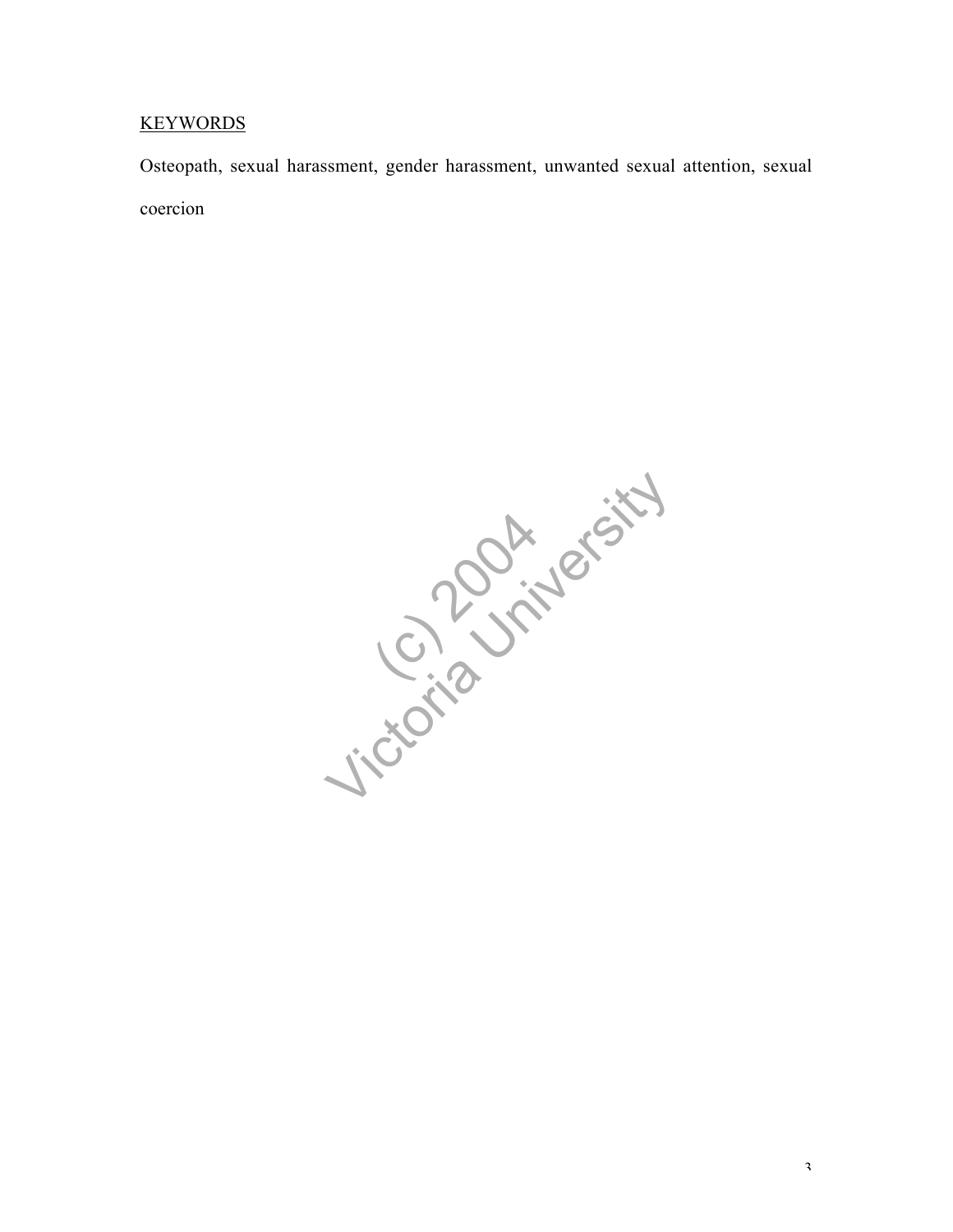KEYWORDS

Osteopath, sexual harassment, gender harassment, unwanted sexual attention, sexual coercion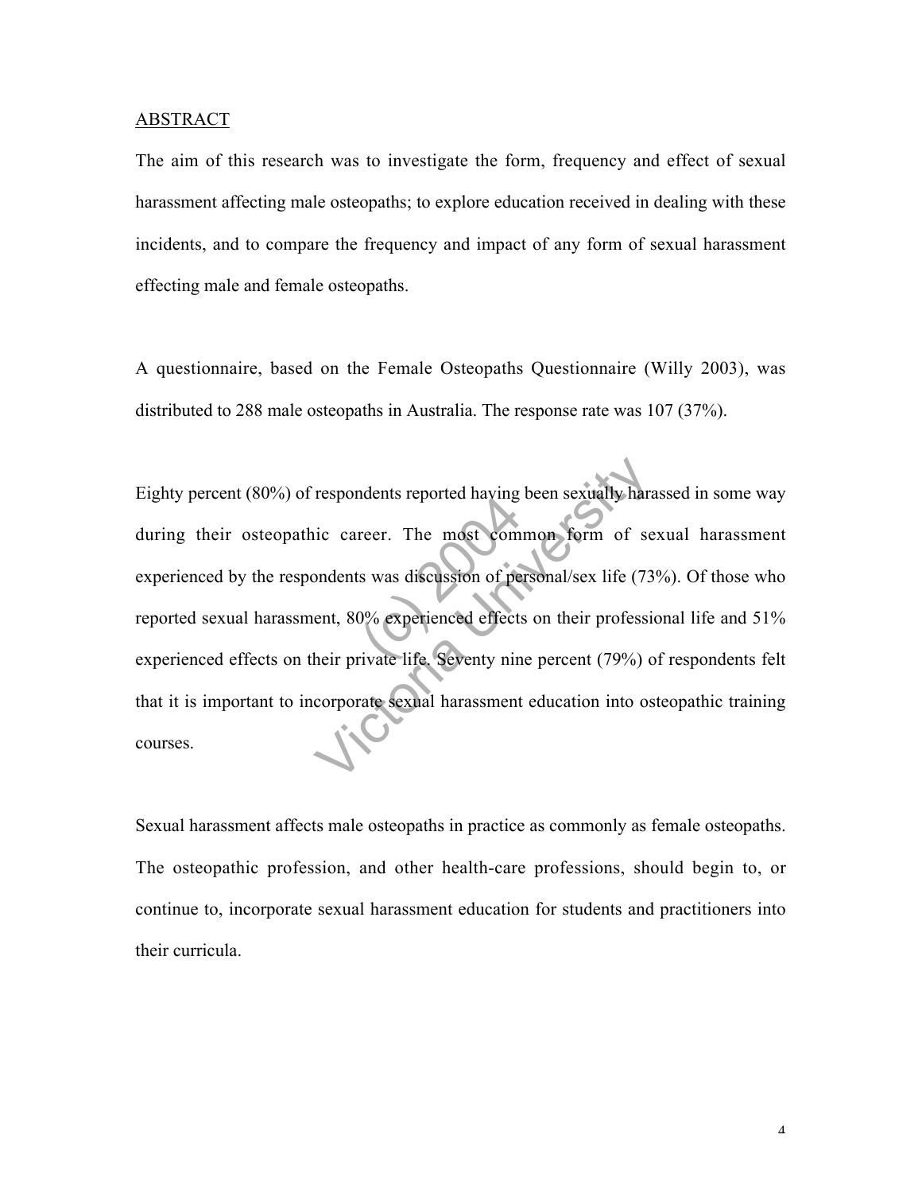## ABSTRACT

The aim of this research was to investigate the form, frequency and effect of sexual harassment affecting male osteopaths; to explore education received in dealing with these incidents, and to compare the frequency and impact of any form of sexual harassment effecting male and female osteopaths.

A questionnaire, based on the Female Osteopaths Questionnaire (Willy 2003), was distributed to 288 male osteopaths in Australia. The response rate was 107 (37%).

Eighty percent (80%) of respondents reported having been sexually harassed in some way during their osteopathic career. The most common form of sexual harassment experienced by the respondents was discussion of personal/sex life (73%). Of those who reported sexual harassment, 80% experienced effects on their professional life and 51% experienced effects on their private life. Seventy nine percent (79%) of respondents felt that it is important to incorporate sexual harassment education into osteopathic training courses.

Sexual harassment affects male osteopaths in practice as commonly as female osteopaths. The osteopathic profession, and other health-care professions, should begin to, or continue to, incorporate sexual harassment education for students and practitioners into their curricula.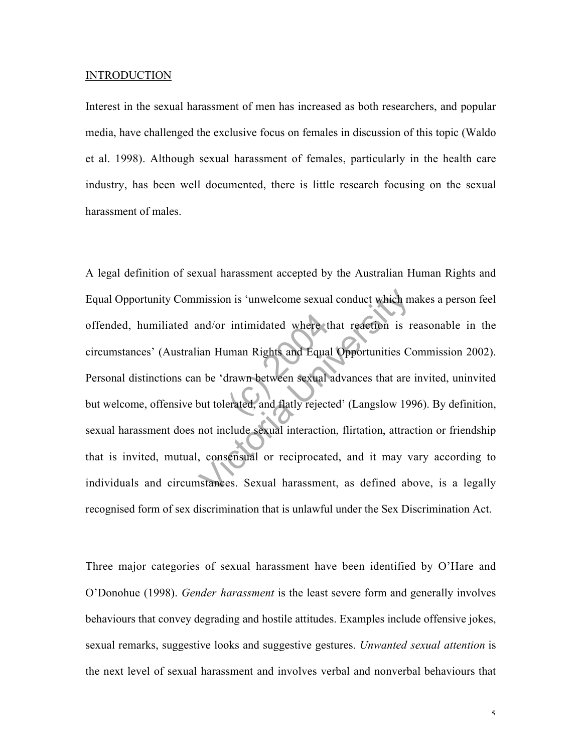## INTRODUCTION

Interest in the sexual harassment of men has increased as both researchers, and popular media, have challenged the exclusive focus on females in discussion of this topic (Waldo et al. 1998). Although sexual harassment of females, particularly in the health care industry, has been well documented, there is little research focusing on the sexual harassment of males.

A legal definition of sexual harassment accepted by the Australian Human Rights and Equal Opportunity Commission is 'unwelcome sexual conduct which makes a person feel offended, humiliated and/or intimidated where that reaction is reasonable in the circumstances' (Australian Human Rights and Equal Opportunities Commission 2002). Personal distinctions can be 'drawn between sexual advances that are invited, uninvited but welcome, offensive but tolerated, and flatly rejected' (Langslow 1996). By definition, sexual harassment does not include sexual interaction, flirtation, attraction or friendship that is invited, mutual, consensual or reciprocated, and it may vary according to individuals and circumstances. Sexual harassment, as defined above, is a legally recognised form of sex discrimination that is unlawful under the Sex Discrimination Act.

Three major categories of sexual harassment have been identified by O'Hare and O'Donohue (1998). *Gender harassment* is the least severe form and generally involves behaviours that convey degrading and hostile attitudes. Examples include offensive jokes, sexual remarks, suggestive looks and suggestive gestures. *Unwanted sexual attention* is the next level of sexual harassment and involves verbal and nonverbal behaviours that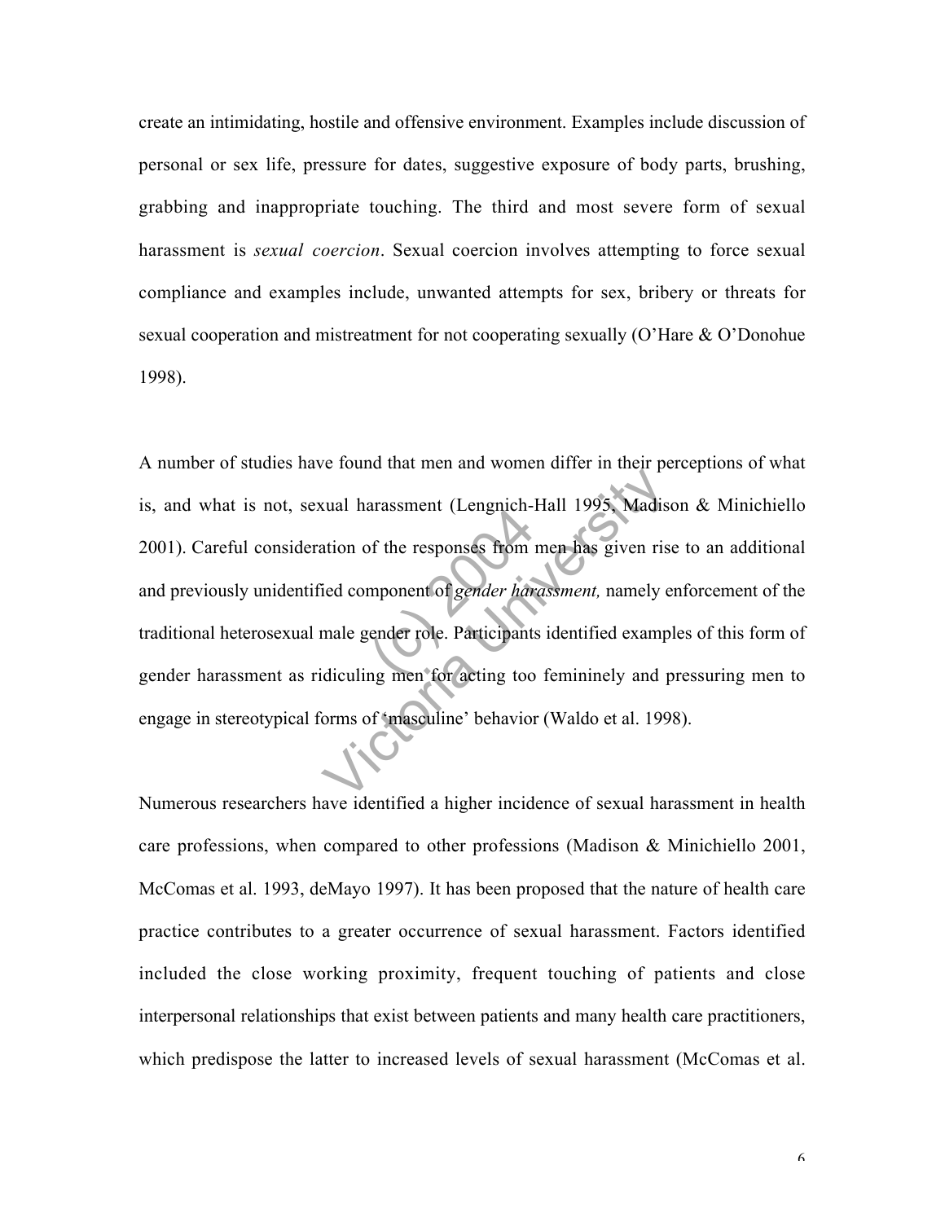create an intimidating, hostile and offensive environment. Examples include discussion of personal or sex life, pressure for dates, suggestive exposure of body parts, brushing, grabbing and inappropriate touching. The third and most severe form of sexual harassment is *sexual coercion*. Sexual coercion involves attempting to force sexual compliance and examples include, unwanted attempts for sex, bribery or threats for sexual cooperation and mistreatment for not cooperating sexually (O'Hare & O'Donohue 1998).

A number of studies have found that men and women differ in their perceptions of what is, and what is not, sexual harassment (Lengnich-Hall 1995, Madison & Minichiello 2001). Careful consideration of the responses from men has given rise to an additional and previously unidentified component of *gender harassment,* namely enforcement of the traditional heterosexual male gender role. Participants identified examples of this form of gender harassment as ridiculing men for acting too femininely and pressuring men to engage in stereotypical forms of 'masculine' behavior (Waldo et al. 1998).

Numerous researchers have identified a higher incidence of sexual harassment in health care professions, when compared to other professions (Madison & Minichiello 2001, McComas et al. 1993, deMayo 1997). It has been proposed that the nature of health care practice contributes to a greater occurrence of sexual harassment. Factors identified included the close working proximity, frequent touching of patients and close interpersonal relationships that exist between patients and many health care practitioners, which predispose the latter to increased levels of sexual harassment (McComas et al.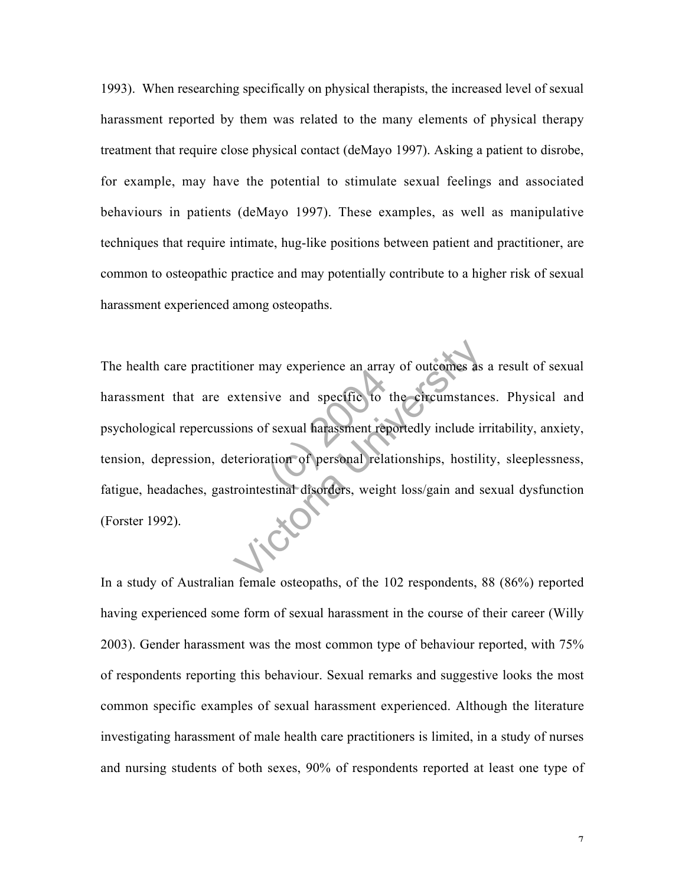1993). When researching specifically on physical therapists, the increased level of sexual harassment reported by them was related to the many elements of physical therapy treatment that require close physical contact (deMayo 1997). Asking a patient to disrobe, for example, may have the potential to stimulate sexual feelings and associated behaviours in patients (deMayo 1997). These examples, as well as manipulative techniques that require intimate, hug-like positions between patient and practitioner, are common to osteopathic practice and may potentially contribute to a higher risk of sexual harassment experienced among osteopaths.

The health care practitioner may experience an array of outcomes as a result of sexual harassment that are extensive and specific to the circumstances. Physical and psychological repercussions of sexual harassment reportedly include irritability, anxiety, tension, depression, deterioration of personal relationships, hostility, sleeplessness, fatigue, headaches, gastrointestinal disorders, weight loss/gain and sexual dysfunction (Forster 1992).

In a study of Australian female osteopaths, of the 102 respondents, 88 (86%) reported having experienced some form of sexual harassment in the course of their career (Willy 2003). Gender harassment was the most common type of behaviour reported, with 75% of respondents reporting this behaviour. Sexual remarks and suggestive looks the most common specific examples of sexual harassment experienced. Although the literature investigating harassment of male health care practitioners is limited, in a study of nurses and nursing students of both sexes, 90% of respondents reported at least one type of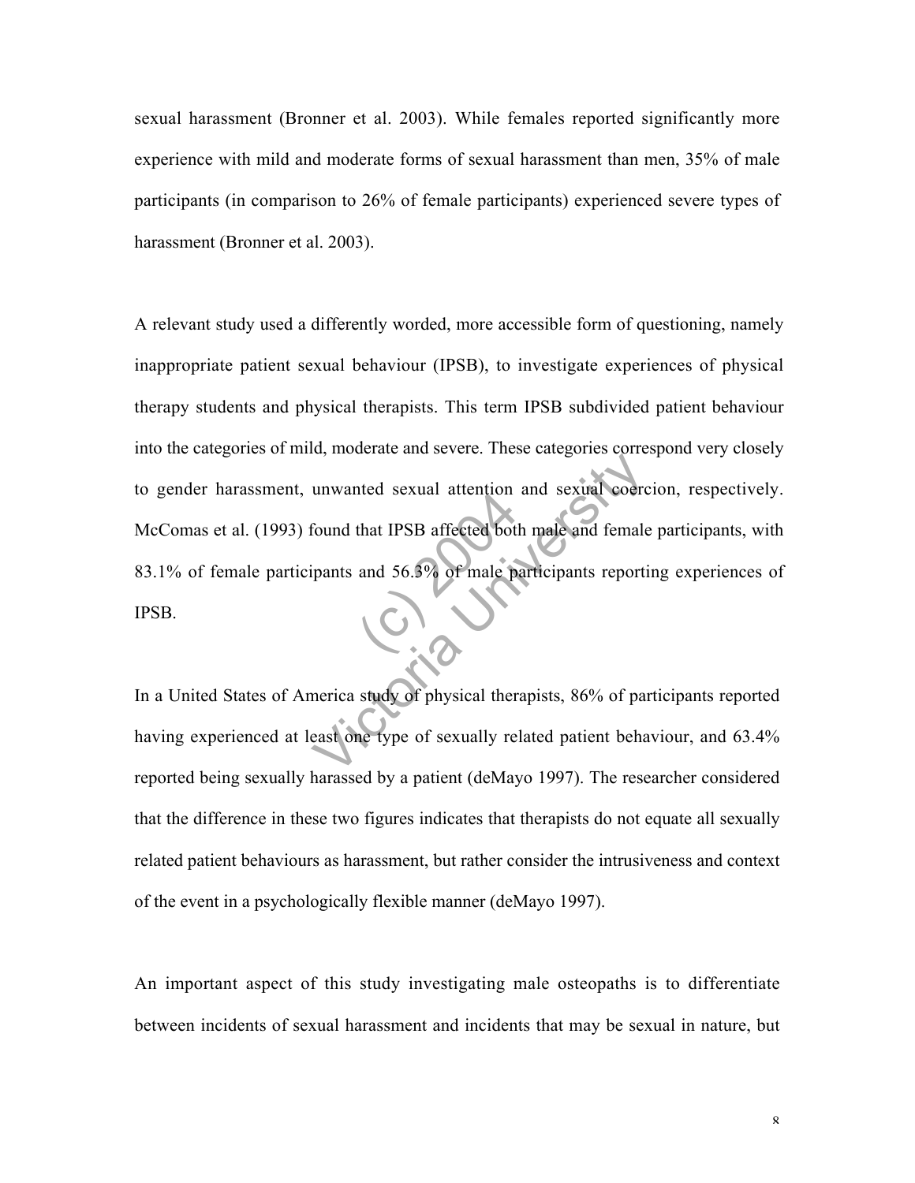sexual harassment (Bronner et al. 2003). While females reported significantly more experience with mild and moderate forms of sexual harassment than men, 35% of male participants (in comparison to 26% of female participants) experienced severe types of harassment (Bronner et al. 2003).

A relevant study used a differently worded, more accessible form of questioning, namely inappropriate patient sexual behaviour (IPSB), to investigate experiences of physical therapy students and physical therapists. This term IPSB subdivided patient behaviour into the categories of mild, moderate and severe. These categories correspond very closely to gender harassment, unwanted sexual attention and sexual coercion, respectively. McComas et al. (1993) found that IPSB affected both male and female participants, with 83.1% of female participants and 56.3% of male participants reporting experiences of IPSB.

In a United States of America study of physical therapists, 86% of participants reported having experienced at least one type of sexually related patient behaviour, and 63.4% reported being sexually harassed by a patient (deMayo 1997). The researcher considered that the difference in these two figures indicates that therapists do not equate all sexually related patient behaviours as harassment, but rather consider the intrusiveness and context of the event in a psychologically flexible manner (deMayo 1997).

An important aspect of this study investigating male osteopaths is to differentiate between incidents of sexual harassment and incidents that may be sexual in nature, but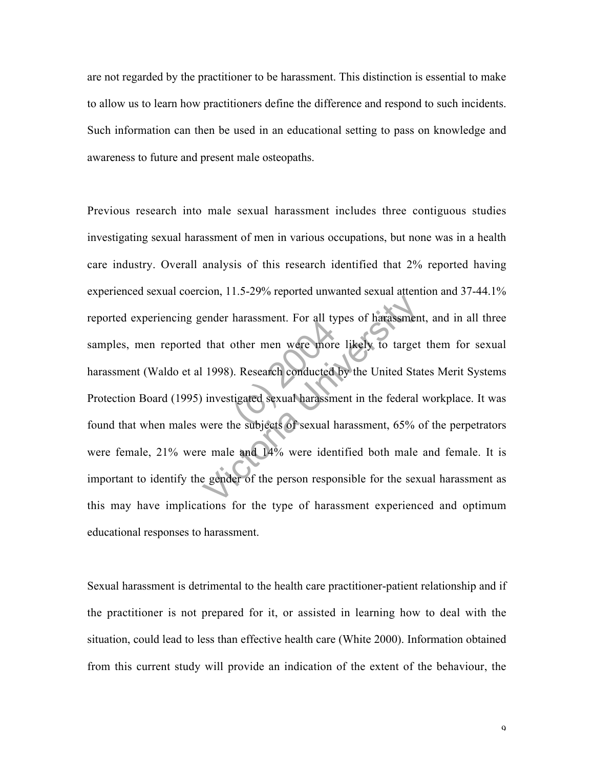are not regarded by the practitioner to be harassment. This distinction is essential to make to allow us to learn how practitioners define the difference and respond to such incidents. Such information can then be used in an educational setting to pass on knowledge and awareness to future and present male osteopaths.

Previous research into male sexual harassment includes three contiguous studies investigating sexual harassment of men in various occupations, but none was in a health care industry. Overall analysis of this research identified that 2% reported having experienced sexual coercion, 11.5-29% reported unwanted sexual attention and 37-44.1% reported experiencing gender harassment. For all types of harassment, and in all three samples, men reported that other men were more likely to target them for sexual harassment (Waldo et al 1998). Research conducted by the United States Merit Systems Protection Board (1995) investigated sexual harassment in the federal workplace. It was found that when males were the subjects of sexual harassment, 65% of the perpetrators were female, 21% were male and 14% were identified both male and female. It is important to identify the gender of the person responsible for the sexual harassment as this may have implications for the type of harassment experienced and optimum educational responses to harassment.

Sexual harassment is detrimental to the health care practitioner-patient relationship and if the practitioner is not prepared for it, or assisted in learning how to deal with the situation, could lead to less than effective health care (White 2000). Information obtained from this current study will provide an indication of the extent of the behaviour, the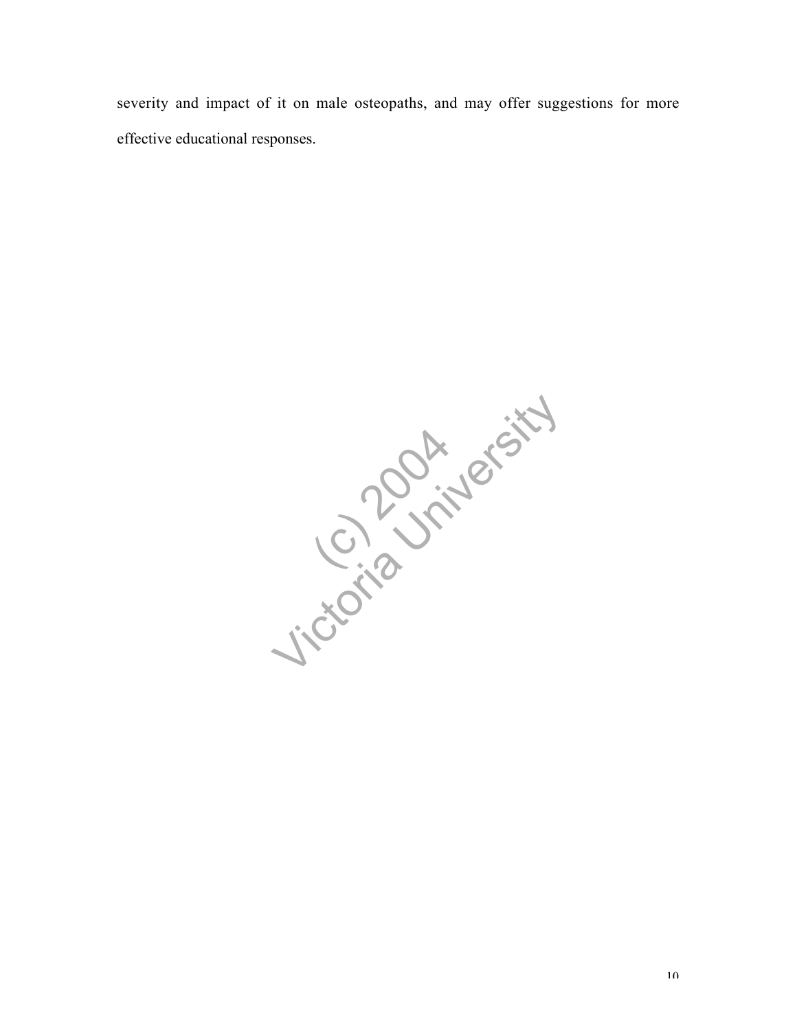severity and impact of it on male osteopaths, and may offer suggestions for more effective educational responses.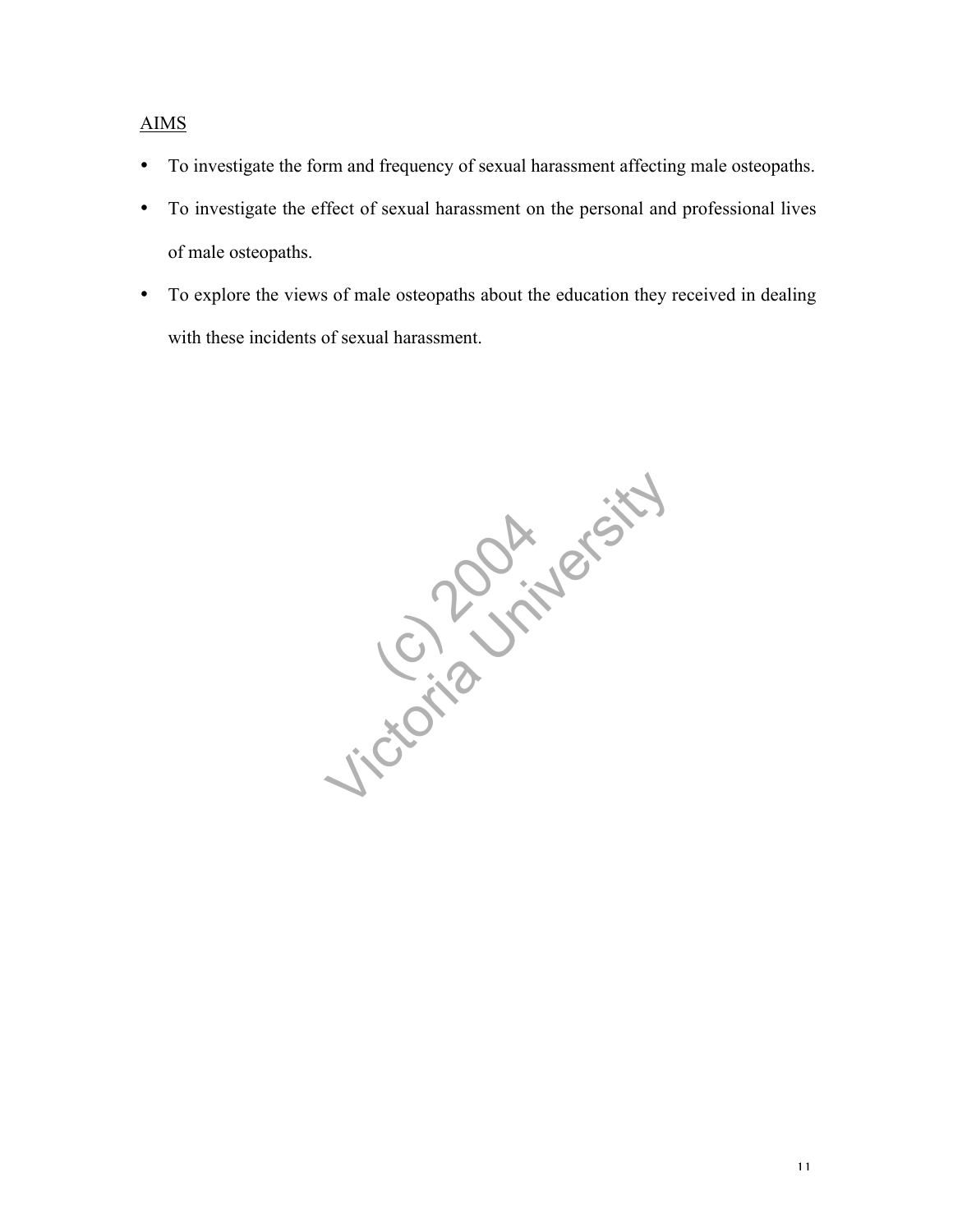## AIMS

- To investigate the form and frequency of sexual harassment affecting male osteopaths.
- To investigate the effect of sexual harassment on the personal and professional lives of male osteopaths.
- To explore the views of male osteopaths about the education they received in dealing with these incidents of sexual harassment.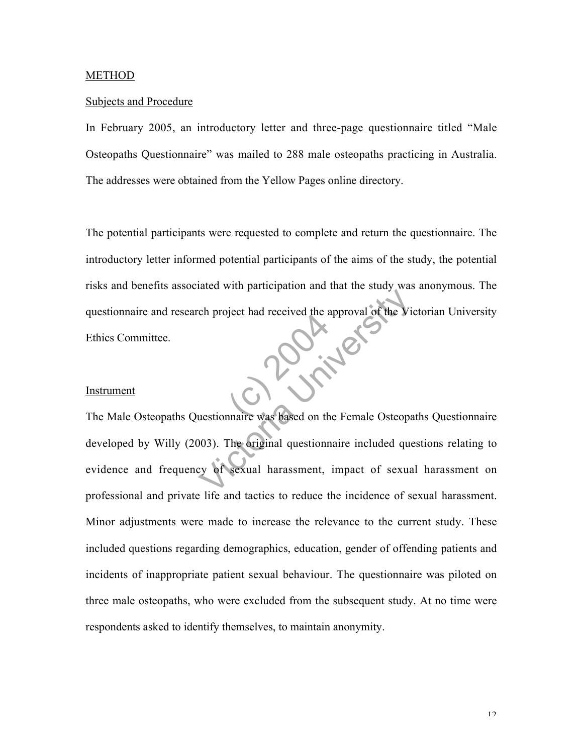## METHOD

### Subjects and Procedure

In February 2005, an introductory letter and three-page questionnaire titled "Male Osteopaths Questionnaire" was mailed to 288 male osteopaths practicing in Australia. The addresses were obtained from the Yellow Pages online directory.

The potential participants were requested to complete and return the questionnaire. The introductory letter informed potential participants of the aims of the study, the potential risks and benefits associated with participation and that the study was anonymous. The questionnaire and research project had received the approval of the Victorian University Ethics Committee.

### Instrument

The Male Osteopaths Questionnaire was based on the Female Osteopaths Questionnaire developed by Willy (2003). The original questionnaire included questions relating to evidence and frequency of sexual harassment, impact of sexual harassment on professional and private life and tactics to reduce the incidence of sexual harassment. Minor adjustments were made to increase the relevance to the current study. These included questions regarding demographics, education, gender of offending patients and incidents of inappropriate patient sexual behaviour. The questionnaire was piloted on three male osteopaths, who were excluded from the subsequent study. At no time were respondents asked to identify themselves, to maintain anonymity.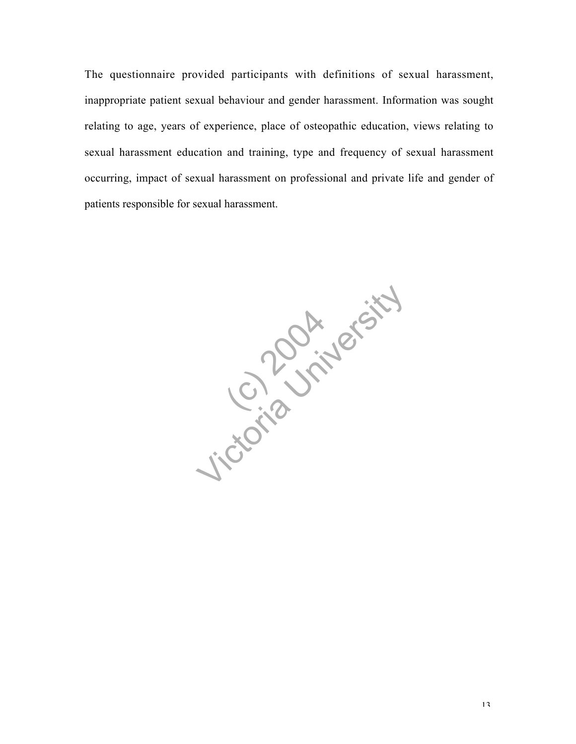The questionnaire provided participants with definitions of sexual harassment, inappropriate patient sexual behaviour and gender harassment. Information was sought relating to age, years of experience, place of osteopathic education, views relating to sexual harassment education and training, type and frequency of sexual harassment occurring, impact of sexual harassment on professional and private life and gender of patients responsible for sexual harassment.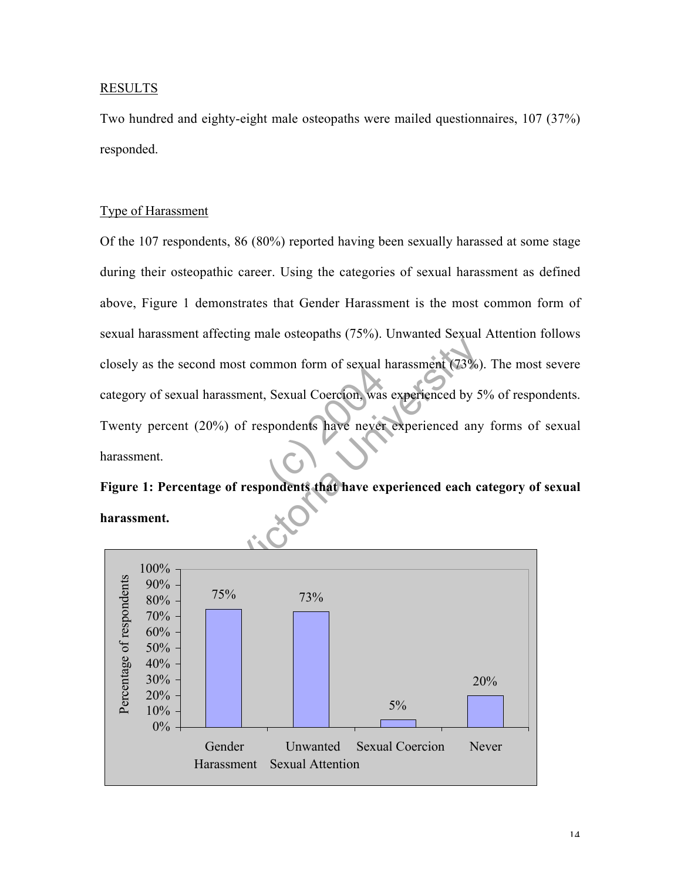## RESULTS

Two hundred and eighty-eight male osteopaths were mailed questionnaires, 107 (37%) responded.

### Type of Harassment

Of the 107 respondents, 86 (80%) reported having been sexually harassed at some stage during their osteopathic career. Using the categories of sexual harassment as defined above, Figure 1 demonstrates that Gender Harassment is the most common form of sexual harassment affecting male osteopaths (75%). Unwanted Sexual Attention follows closely as the second most common form of sexual harassment (73%). The most severe category of sexual harassment, Sexual Coercion, was experienced by 5% of respondents. Twenty percent (20%) of respondents have never experienced any forms of sexual harassment.

**Figure 1: Percentage of respondents that have experienced each category of sexual harassment.**

| Category | Percentage of respondents |
|---|---|
| Gender Harassment | 75% |
| Unwanted Sexual Attention | 73% |
| Sexual Coercion | 5% |
| Never | 20% |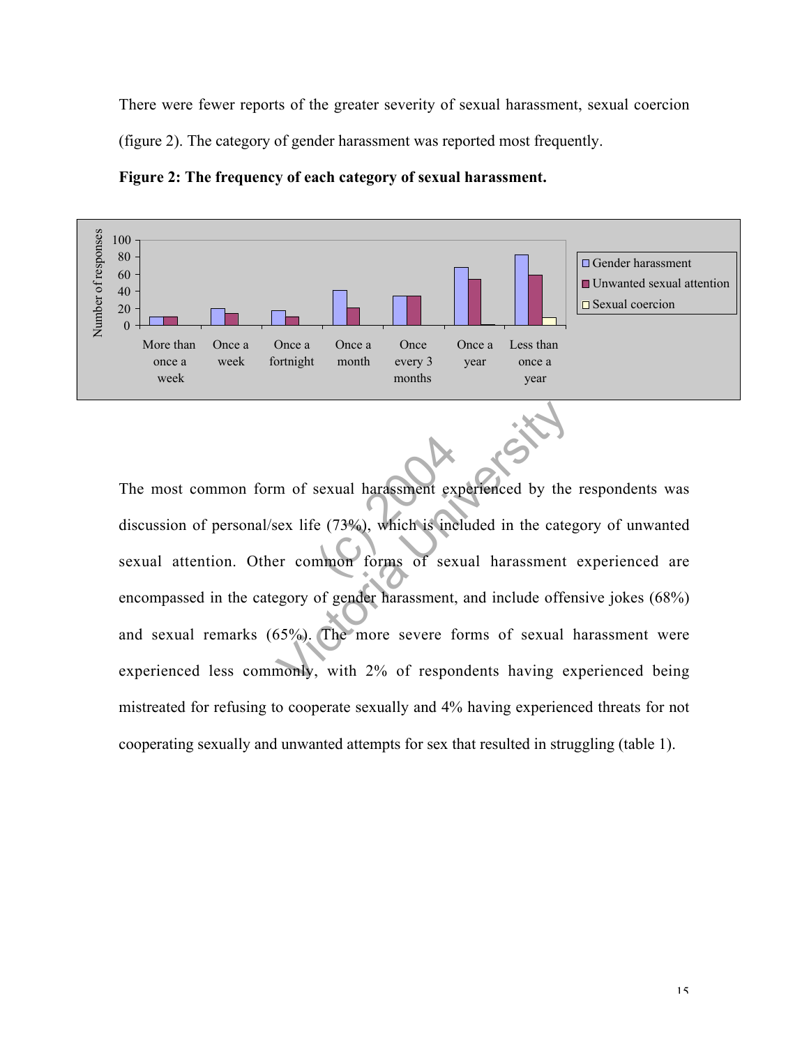There were fewer reports of the greater severity of sexual harassment, sexual coercion (figure 2). The category of gender harassment was reported most frequently.

**Figure 2: The frequency of each category of sexual harassment.**

The most common form of sexual harassment experienced by the respondents was discussion of personal/sex life (73%), which is included in the category of unwanted sexual attention. Other common forms of sexual harassment experienced are encompassed in the category of gender harassment, and include offensive jokes (68%) and sexual remarks (65%). The more severe forms of sexual harassment were experienced less commonly, with 2% of respondents having experienced being mistreated for refusing to cooperate sexually and 4% having experienced threats for not cooperating sexually and unwanted attempts for sex that resulted in struggling (table 1).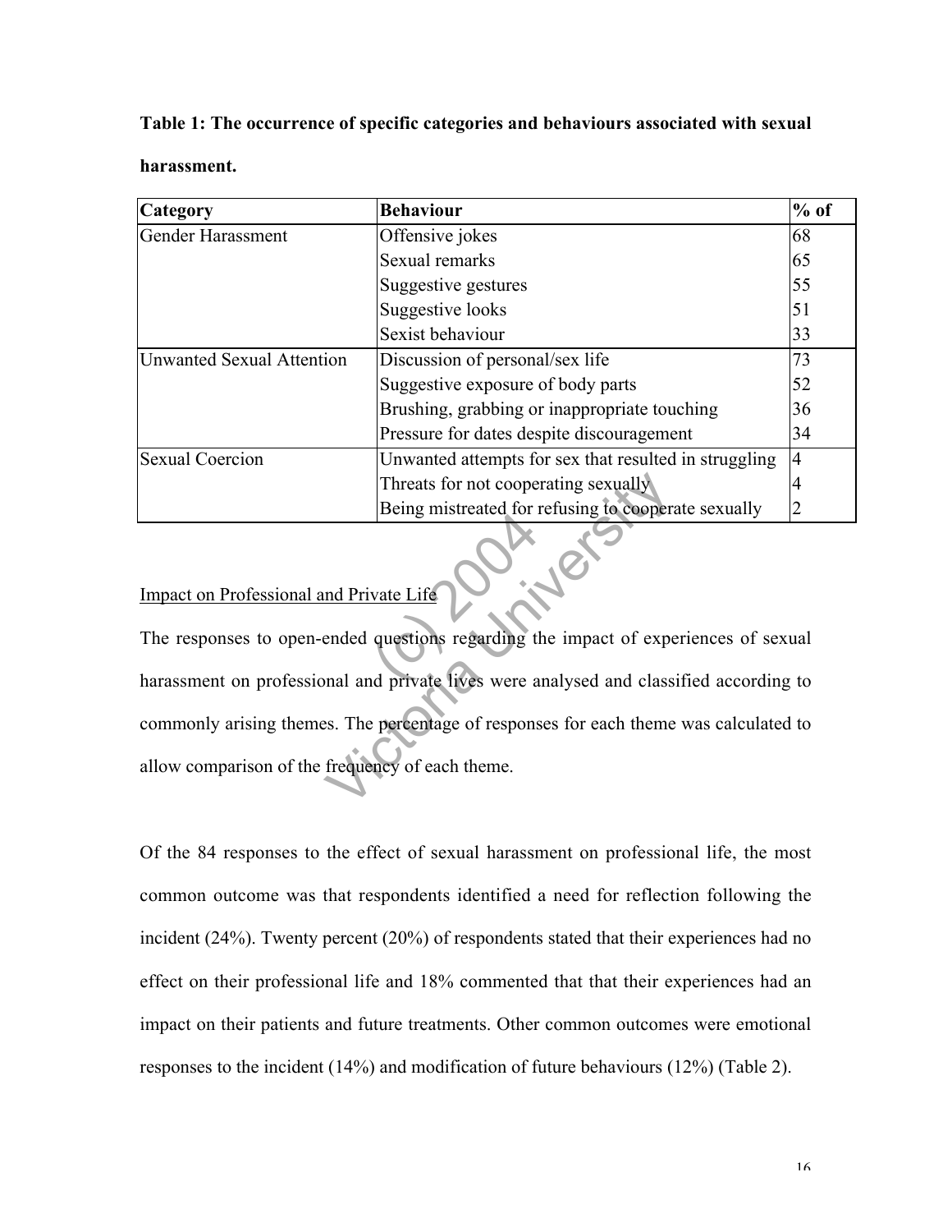**Table 1: The occurrence of specific categories and behaviours associated with sexual harassment.**

| Category | Behaviour | % of |
|---|---|---|
| Gender Harassment | Offensive jokes | 68 |
| | Sexual remarks | 65 |
| | Suggestive gestures | 55 |
| | Suggestive looks | 51 |
| | Sexist behaviour | 33 |
| Unwanted Sexual Attention | Discussion of personal/sex life | 73 |
| | Suggestive exposure of body parts | 52 |
| | Brushing, grabbing or inappropriate touching | 36 |
| | Pressure for dates despite discouragement | 34 |
| Sexual Coercion | Unwanted attempts for sex that resulted in struggling | 4 |
| | Threats for not cooperating sexually | 4 |
| | Being mistreated for refusing to cooperate sexually | 2 |

Impact on Professional and Private Life

The responses to open-ended questions regarding the impact of experiences of sexual harassment on professional and private lives were analysed and classified according to commonly arising themes. The percentage of responses for each theme was calculated to allow comparison of the frequency of each theme.

Of the 84 responses to the effect of sexual harassment on professional life, the most common outcome was that respondents identified a need for reflection following the incident (24%). Twenty percent (20%) of respondents stated that their experiences had no effect on their professional life and 18% commented that that their experiences had an impact on their patients and future treatments. Other common outcomes were emotional responses to the incident (14%) and modification of future behaviours (12%) (Table 2).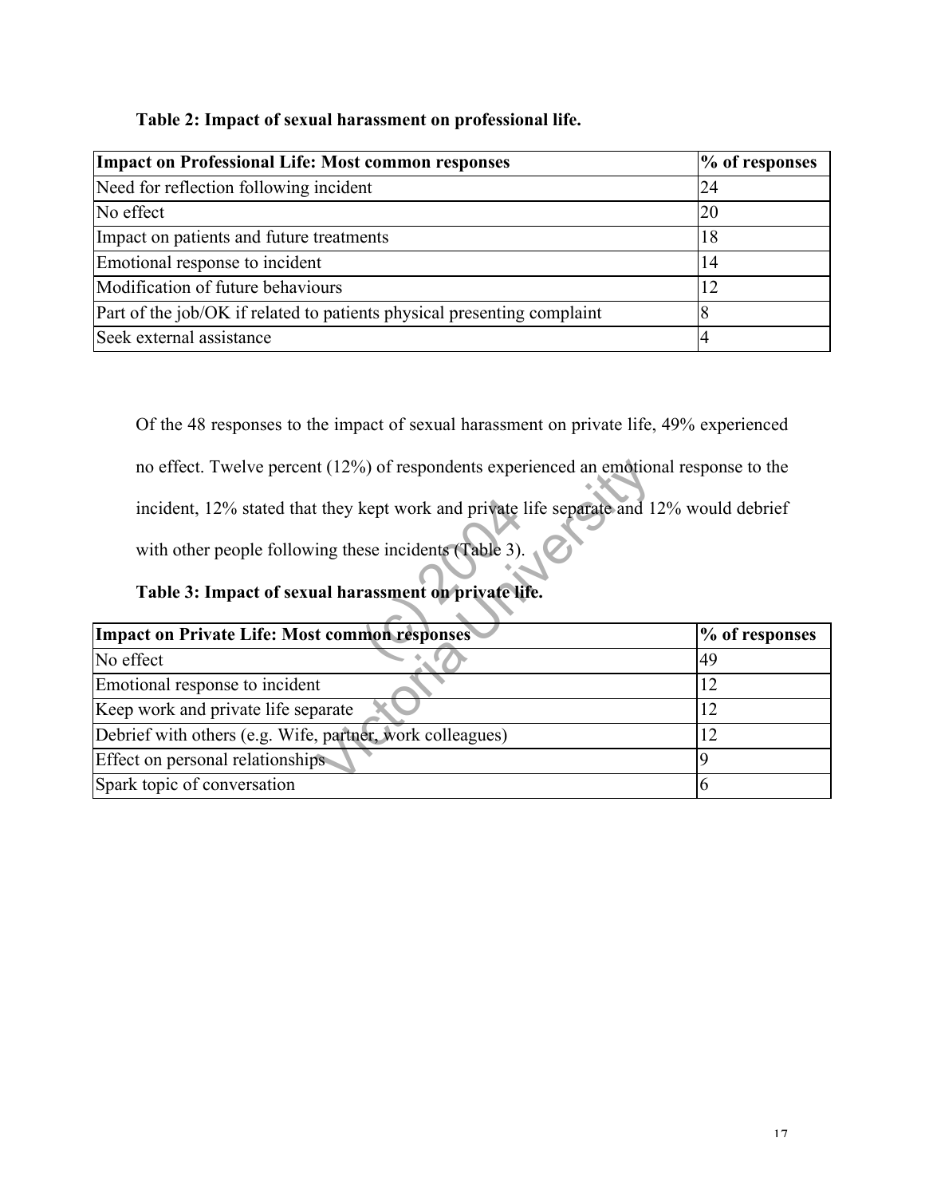**Table 2: Impact of sexual harassment on professional life.**

| Impact on Professional Life: Most common responses | % of responses |
|---|---|
| Need for reflection following incident | 24 |
| No effect | 20 |
| Impact on patients and future treatments | 18 |
| Emotional response to incident | 14 |
| Modification of future behaviours | 12 |
| Part of the job/OK if related to patients physical presenting complaint | 8 |
| Seek external assistance | 4 |

Of the 48 responses to the impact of sexual harassment on private life, 49% experienced no effect. Twelve percent (12%) of respondents experienced an emotional response to the incident, 12% stated that they kept work and private life separate and 12% would debrief with other people following these incidents (Table 3).

**Table 3: Impact of sexual harassment on private life.**

| Impact on Private Life: Most common responses | % of responses |
|---|---|
| No effect | 49 |
| Emotional response to incident | 12 |
| Keep work and private life separate | 12 |
| Debrief with others (e.g. Wife, partner, work colleagues) | 12 |
| Effect on personal relationships | 9 |
| Spark topic of conversation | 6 |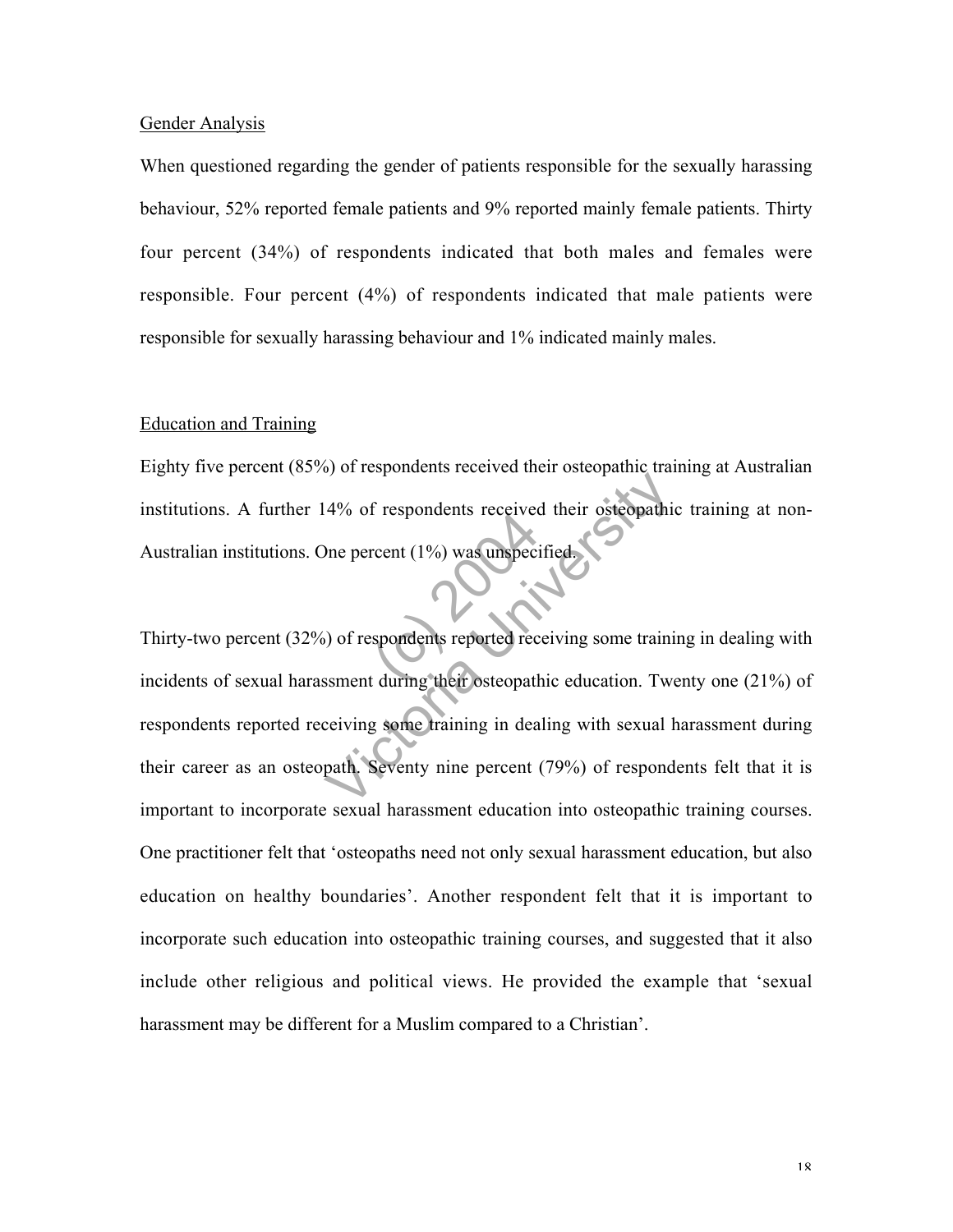## Gender Analysis

When questioned regarding the gender of patients responsible for the sexually harassing behaviour, 52% reported female patients and 9% reported mainly female patients. Thirty four percent (34%) of respondents indicated that both males and females were responsible. Four percent (4%) of respondents indicated that male patients were responsible for sexually harassing behaviour and 1% indicated mainly males.

## Education and Training

Eighty five percent (85%) of respondents received their osteopathic training at Australian institutions. A further 14% of respondents received their osteopathic training at non-Australian institutions. One percent (1%) was unspecified.

Thirty-two percent (32%) of respondents reported receiving some training in dealing with incidents of sexual harassment during their osteopathic education. Twenty one (21%) of respondents reported receiving some training in dealing with sexual harassment during their career as an osteopath. Seventy nine percent (79%) of respondents felt that it is important to incorporate sexual harassment education into osteopathic training courses. One practitioner felt that 'osteopaths need not only sexual harassment education, but also education on healthy boundaries'. Another respondent felt that it is important to incorporate such education into osteopathic training courses, and suggested that it also include other religious and political views. He provided the example that 'sexual harassment may be different for a Muslim compared to a Christian'.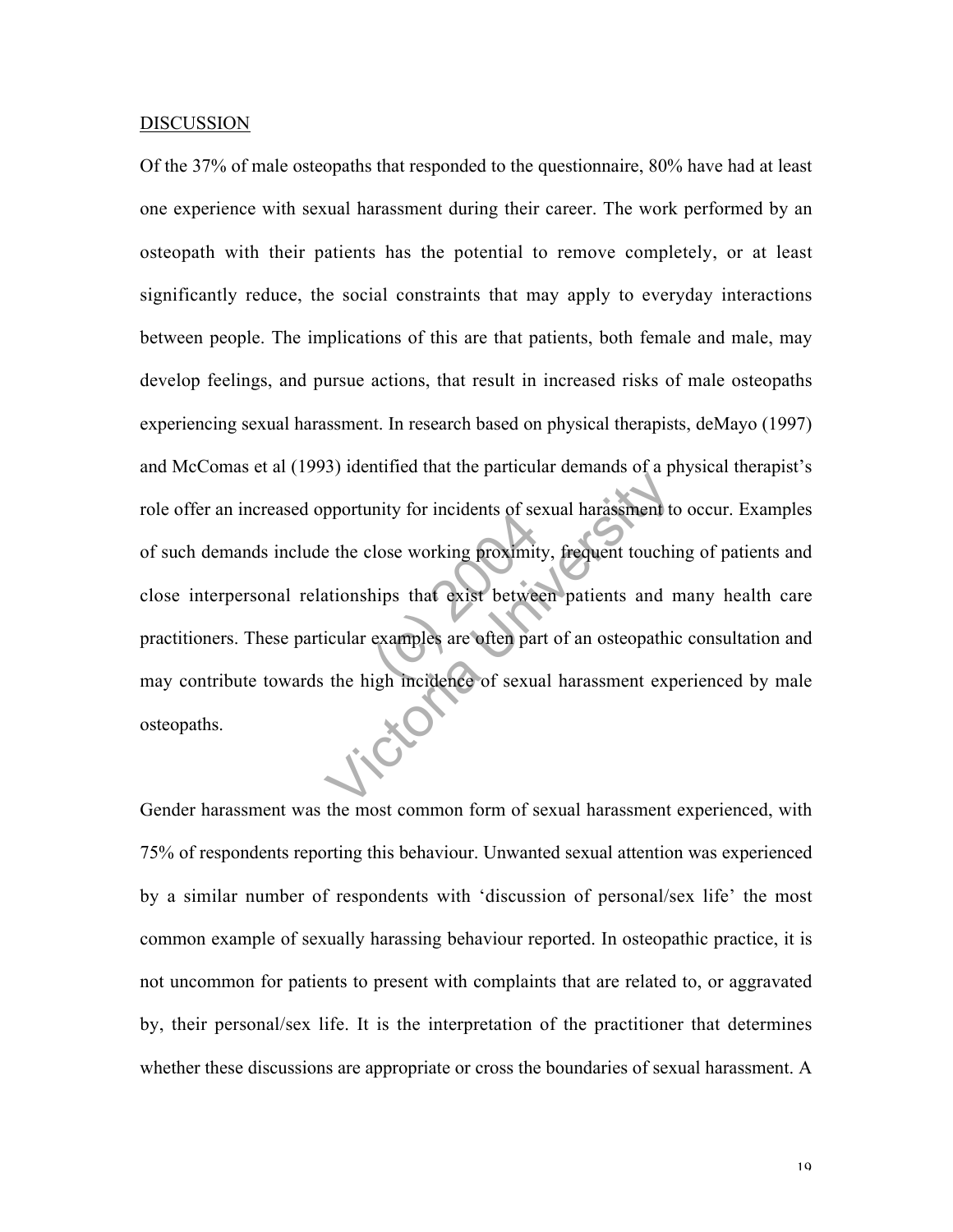DISCUSSION

Of the 37% of male osteopaths that responded to the questionnaire, 80% have had at least one experience with sexual harassment during their career. The work performed by an osteopath with their patients has the potential to remove completely, or at least significantly reduce, the social constraints that may apply to everyday interactions between people. The implications of this are that patients, both female and male, may develop feelings, and pursue actions, that result in increased risks of male osteopaths experiencing sexual harassment. In research based on physical therapists, deMayo (1997) and McComas et al (1993) identified that the particular demands of a physical therapist's role offer an increased opportunity for incidents of sexual harassment to occur. Examples of such demands include the close working proximity, frequent touching of patients and close interpersonal relationships that exist between patients and many health care practitioners. These particular examples are often part of an osteopathic consultation and may contribute towards the high incidence of sexual harassment experienced by male osteopaths.

Gender harassment was the most common form of sexual harassment experienced, with 75% of respondents reporting this behaviour. Unwanted sexual attention was experienced by a similar number of respondents with 'discussion of personal/sex life' the most common example of sexually harassing behaviour reported. In osteopathic practice, it is not uncommon for patients to present with complaints that are related to, or aggravated by, their personal/sex life. It is the interpretation of the practitioner that determines whether these discussions are appropriate or cross the boundaries of sexual harassment. A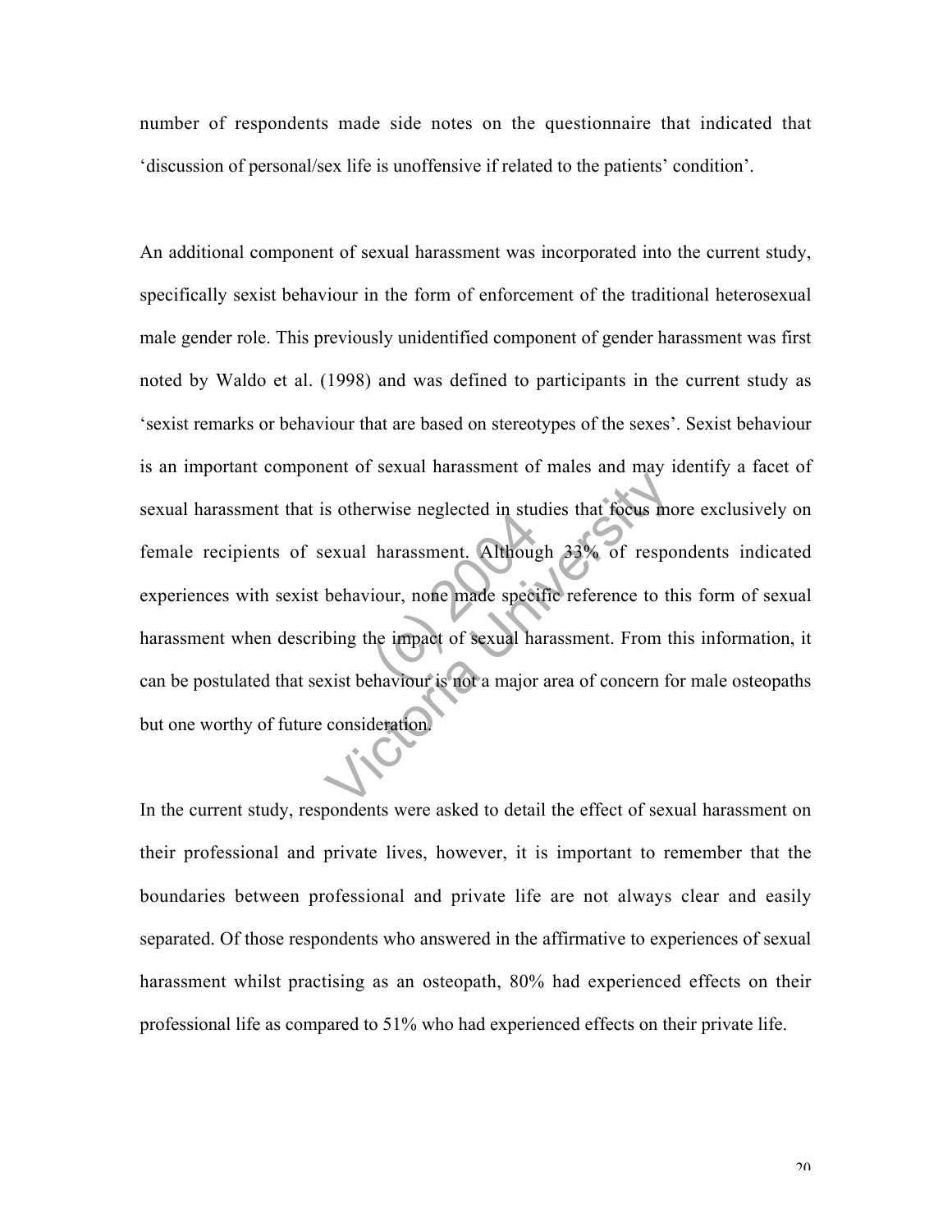number of respondents made side notes on the questionnaire that indicated that 'discussion of personal/sex life is unoffensive if related to the patients' condition'.

An additional component of sexual harassment was incorporated into the current study, specifically sexist behaviour in the form of enforcement of the traditional heterosexual male gender role. This previously unidentified component of gender harassment was first noted by Waldo et al. (1998) and was defined to participants in the current study as 'sexist remarks or behaviour that are based on stereotypes of the sexes'. Sexist behaviour is an important component of sexual harassment of males and may identify a facet of sexual harassment that is otherwise neglected in studies that focus more exclusively on female recipients of sexual harassment. Although 33% of respondents indicated experiences with sexist behaviour, none made specific reference to this form of sexual harassment when describing the impact of sexual harassment. From this information, it can be postulated that sexist behaviour is not a major area of concern for male osteopaths but one worthy of future consideration.

In the current study, respondents were asked to detail the effect of sexual harassment on their professional and private lives, however, it is important to remember that the boundaries between professional and private life are not always clear and easily separated. Of those respondents who answered in the affirmative to experiences of sexual harassment whilst practising as an osteopath, 80% had experienced effects on their professional life as compared to 51% who had experienced effects on their private life.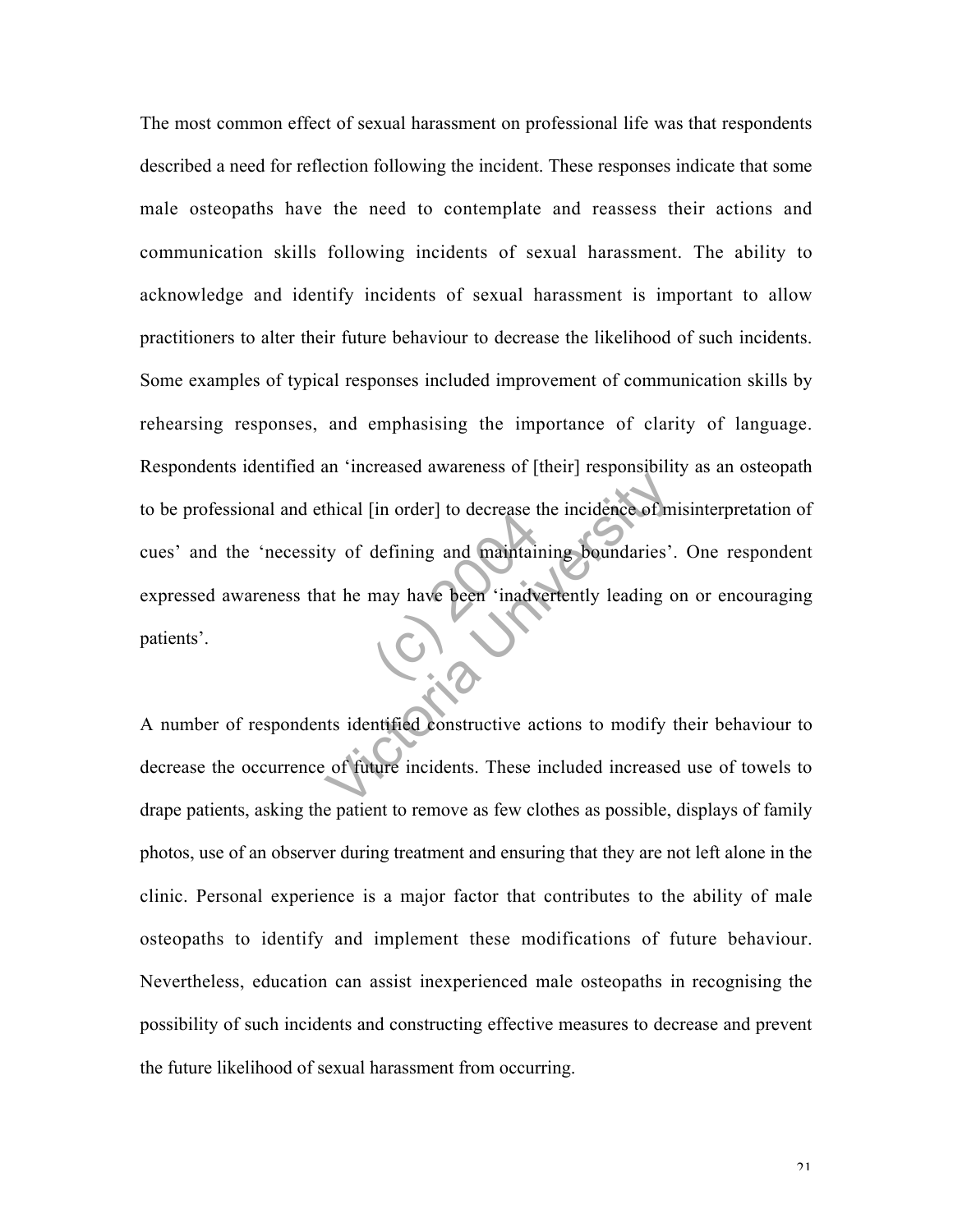The most common effect of sexual harassment on professional life was that respondents described a need for reflection following the incident. These responses indicate that some male osteopaths have the need to contemplate and reassess their actions and communication skills following incidents of sexual harassment. The ability to acknowledge and identify incidents of sexual harassment is important to allow practitioners to alter their future behaviour to decrease the likelihood of such incidents. Some examples of typical responses included improvement of communication skills by rehearsing responses, and emphasising the importance of clarity of language. Respondents identified an 'increased awareness of [their] responsibility as an osteopath to be professional and ethical [in order] to decrease the incidence of misinterpretation of cues' and the 'necessity of defining and maintaining boundaries'. One respondent expressed awareness that he may have been 'inadvertently leading on or encouraging patients'.

A number of respondents identified constructive actions to modify their behaviour to decrease the occurrence of future incidents. These included increased use of towels to drape patients, asking the patient to remove as few clothes as possible, displays of family photos, use of an observer during treatment and ensuring that they are not left alone in the clinic. Personal experience is a major factor that contributes to the ability of male osteopaths to identify and implement these modifications of future behaviour. Nevertheless, education can assist inexperienced male osteopaths in recognising the possibility of such incidents and constructing effective measures to decrease and prevent the future likelihood of sexual harassment from occurring.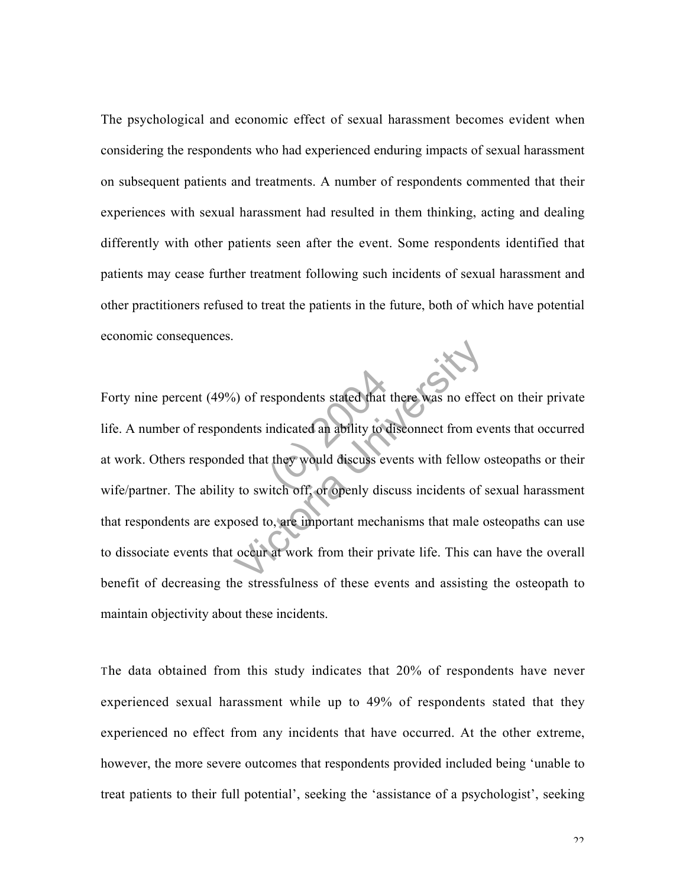The psychological and economic effect of sexual harassment becomes evident when considering the respondents who had experienced enduring impacts of sexual harassment on subsequent patients and treatments. A number of respondents commented that their experiences with sexual harassment had resulted in them thinking, acting and dealing differently with other patients seen after the event. Some respondents identified that patients may cease further treatment following such incidents of sexual harassment and other practitioners refused to treat the patients in the future, both of which have potential economic consequences.

Forty nine percent (49%) of respondents stated that there was no effect on their private life. A number of respondents indicated an ability to disconnect from events that occurred at work. Others responded that they would discuss events with fellow osteopaths or their wife/partner. The ability to switch off, or openly discuss incidents of sexual harassment that respondents are exposed to, are important mechanisms that male osteopaths can use to dissociate events that occur at work from their private life. This can have the overall benefit of decreasing the stressfulness of these events and assisting the osteopath to maintain objectivity about these incidents.

The data obtained from this study indicates that 20% of respondents have never experienced sexual harassment while up to 49% of respondents stated that they experienced no effect from any incidents that have occurred. At the other extreme, however, the more severe outcomes that respondents provided included being ‘unable to treat patients to their full potential’, seeking the ‘assistance of a psychologist’, seeking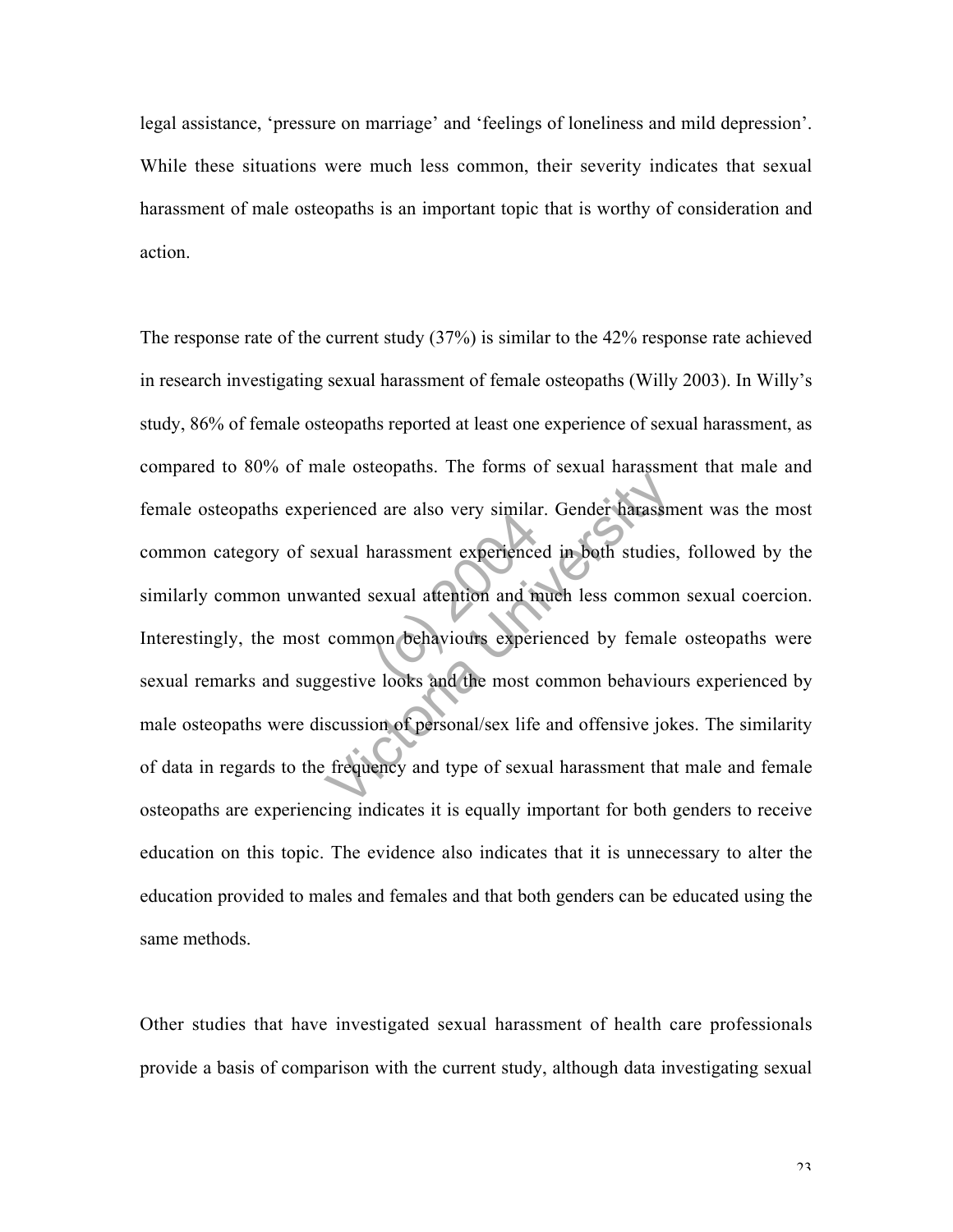legal assistance, 'pressure on marriage' and 'feelings of loneliness and mild depression'. While these situations were much less common, their severity indicates that sexual harassment of male osteopaths is an important topic that is worthy of consideration and action.

The response rate of the current study (37%) is similar to the 42% response rate achieved in research investigating sexual harassment of female osteopaths (Willy 2003). In Willy's study, 86% of female osteopaths reported at least one experience of sexual harassment, as compared to 80% of male osteopaths. The forms of sexual harassment that male and female osteopaths experienced are also very similar. Gender harassment was the most common category of sexual harassment experienced in both studies, followed by the similarly common unwanted sexual attention and much less common sexual coercion. Interestingly, the most common behaviours experienced by female osteopaths were sexual remarks and suggestive looks and the most common behaviours experienced by male osteopaths were discussion of personal/sex life and offensive jokes. The similarity of data in regards to the frequency and type of sexual harassment that male and female osteopaths are experiencing indicates it is equally important for both genders to receive education on this topic. The evidence also indicates that it is unnecessary to alter the education provided to males and females and that both genders can be educated using the same methods.

Other studies that have investigated sexual harassment of health care professionals provide a basis of comparison with the current study, although data investigating sexual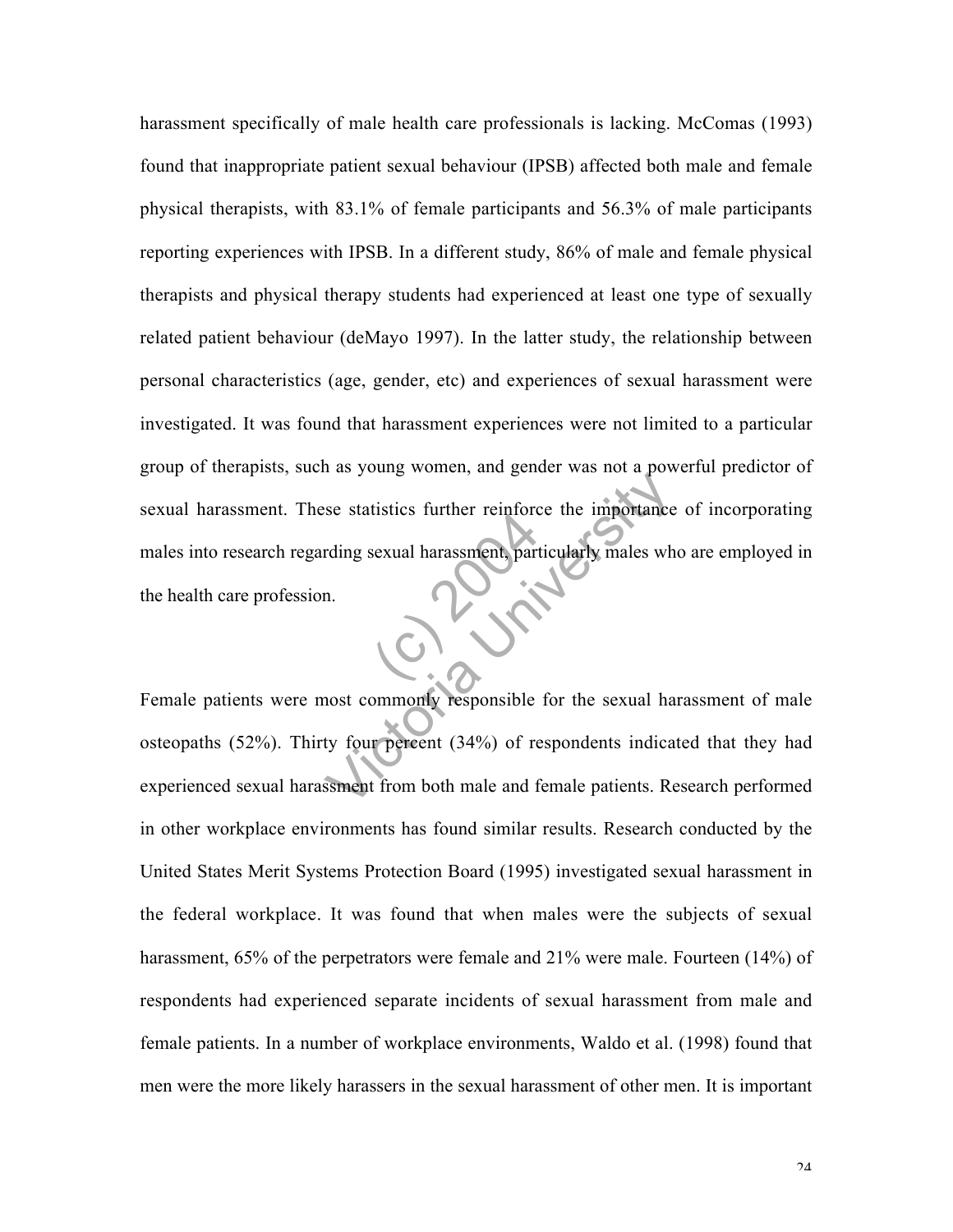harassment specifically of male health care professionals is lacking. McComas (1993) found that inappropriate patient sexual behaviour (IPSB) affected both male and female physical therapists, with 83.1% of female participants and 56.3% of male participants reporting experiences with IPSB. In a different study, 86% of male and female physical therapists and physical therapy students had experienced at least one type of sexually related patient behaviour (deMayo 1997). In the latter study, the relationship between personal characteristics (age, gender, etc) and experiences of sexual harassment were investigated. It was found that harassment experiences were not limited to a particular group of therapists, such as young women, and gender was not a powerful predictor of sexual harassment. These statistics further reinforce the importance of incorporating males into research regarding sexual harassment, particularly males who are employed in the health care profession.

Female patients were most commonly responsible for the sexual harassment of male osteopaths (52%). Thirty four percent (34%) of respondents indicated that they had experienced sexual harassment from both male and female patients. Research performed in other workplace environments has found similar results. Research conducted by the United States Merit Systems Protection Board (1995) investigated sexual harassment in the federal workplace. It was found that when males were the subjects of sexual harassment, 65% of the perpetrators were female and 21% were male. Fourteen (14%) of respondents had experienced separate incidents of sexual harassment from male and female patients. In a number of workplace environments, Waldo et al. (1998) found that men were the more likely harassers in the sexual harassment of other men. It is important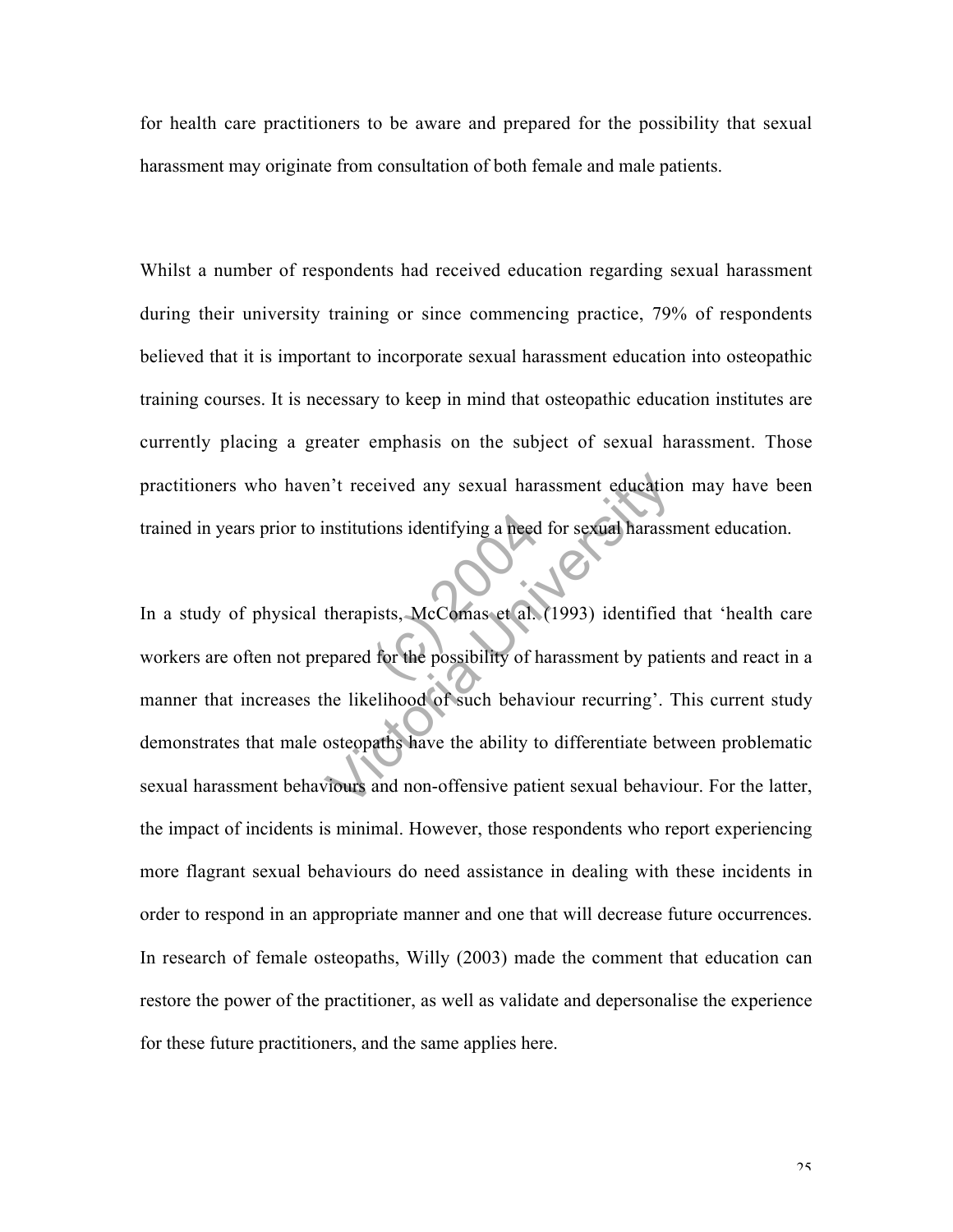for health care practitioners to be aware and prepared for the possibility that sexual harassment may originate from consultation of both female and male patients.

Whilst a number of respondents had received education regarding sexual harassment during their university training or since commencing practice, 79% of respondents believed that it is important to incorporate sexual harassment education into osteopathic training courses. It is necessary to keep in mind that osteopathic education institutes are currently placing a greater emphasis on the subject of sexual harassment. Those practitioners who haven't received any sexual harassment education may have been trained in years prior to institutions identifying a need for sexual harassment education.

In a study of physical therapists, McComas et al. (1993) identified that 'health care workers are often not prepared for the possibility of harassment by patients and react in a manner that increases the likelihood of such behaviour recurring'. This current study demonstrates that male osteopaths have the ability to differentiate between problematic sexual harassment behaviours and non-offensive patient sexual behaviour. For the latter, the impact of incidents is minimal. However, those respondents who report experiencing more flagrant sexual behaviours do need assistance in dealing with these incidents in order to respond in an appropriate manner and one that will decrease future occurrences. In research of female osteopaths, Willy (2003) made the comment that education can restore the power of the practitioner, as well as validate and depersonalise the experience for these future practitioners, and the same applies here.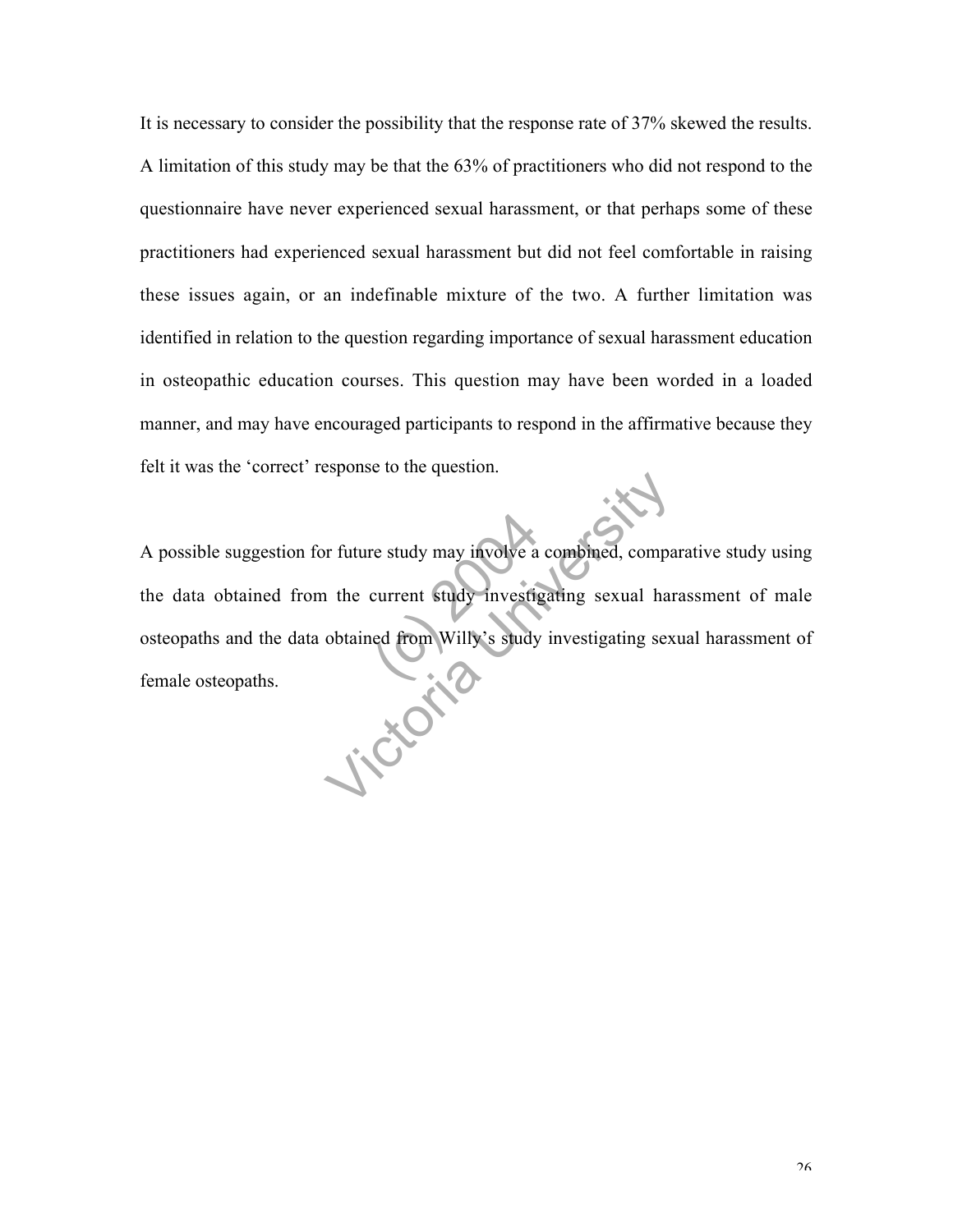It is necessary to consider the possibility that the response rate of 37% skewed the results. A limitation of this study may be that the 63% of practitioners who did not respond to the questionnaire have never experienced sexual harassment, or that perhaps some of these practitioners had experienced sexual harassment but did not feel comfortable in raising these issues again, or an indefinable mixture of the two. A further limitation was identified in relation to the question regarding importance of sexual harassment education in osteopathic education courses. This question may have been worded in a loaded manner, and may have encouraged participants to respond in the affirmative because they felt it was the 'correct' response to the question.

A possible suggestion for future study may involve a combined, comparative study using the data obtained from the current study investigating sexual harassment of male osteopaths and the data obtained from Willy's study investigating sexual harassment of female osteopaths.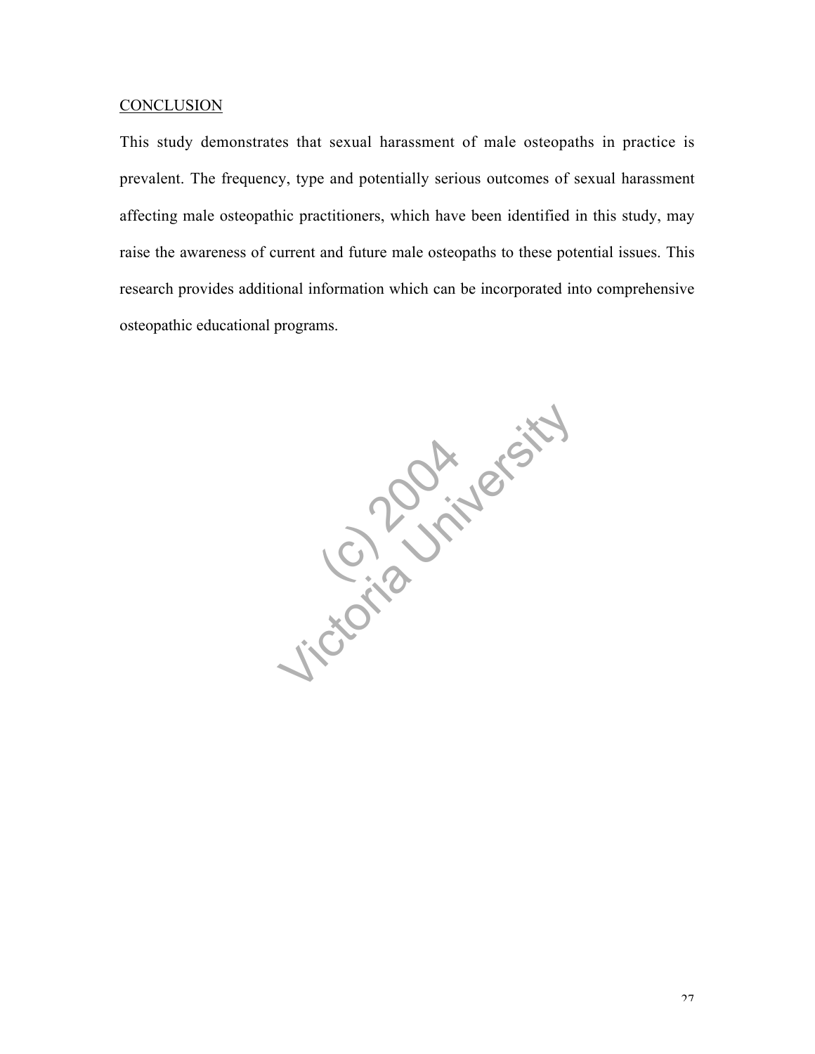## CONCLUSION

This study demonstrates that sexual harassment of male osteopaths in practice is prevalent. The frequency, type and potentially serious outcomes of sexual harassment affecting male osteopathic practitioners, which have been identified in this study, may raise the awareness of current and future male osteopaths to these potential issues. This research provides additional information which can be incorporated into comprehensive osteopathic educational programs.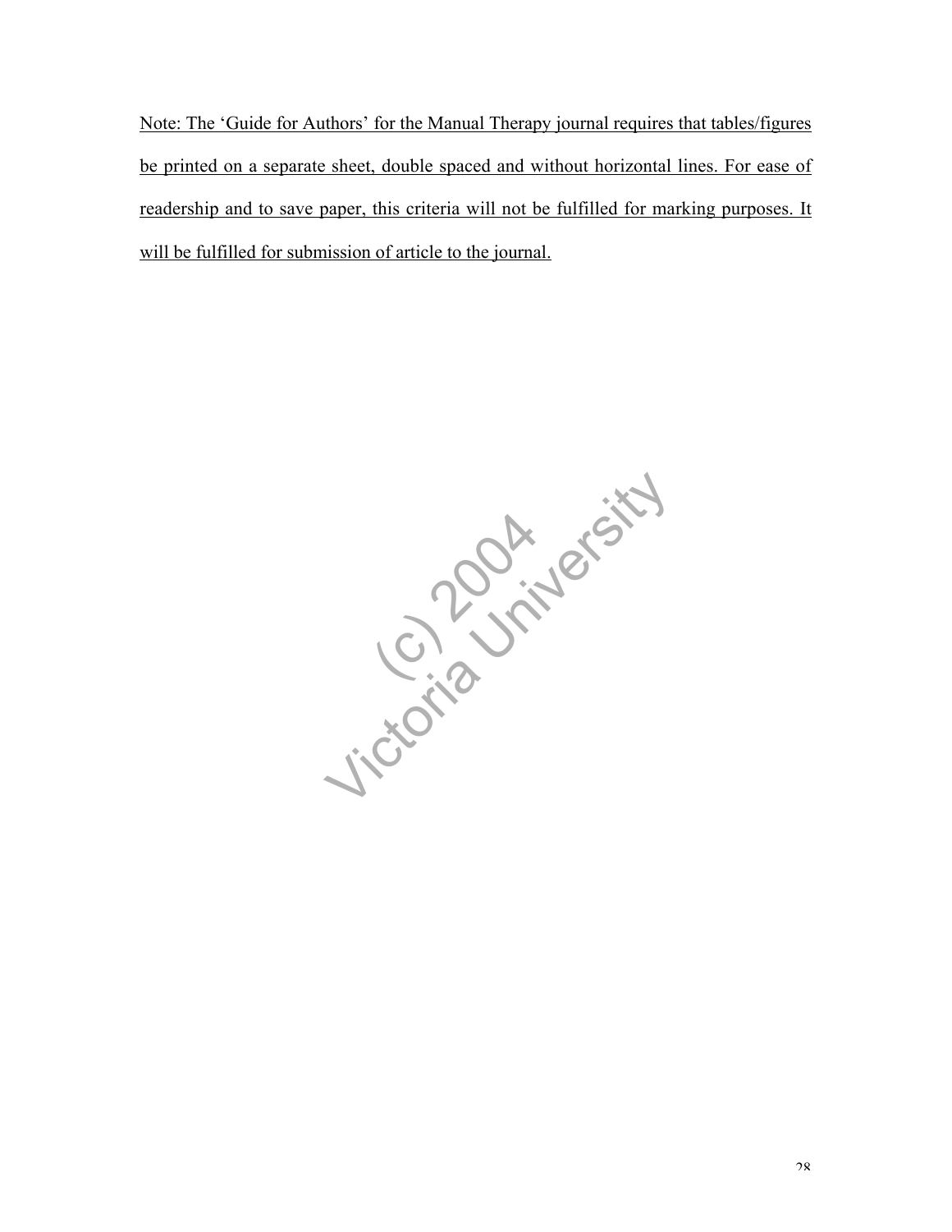<u>Note: The 'Guide for Authors' for the Manual Therapy journal requires that tables/figures be printed on a separate sheet, double spaced and without horizontal lines. For ease of readership and to save paper, this criteria will not be fulfilled for marking purposes. It will be fulfilled for submission of article to the journal.</u>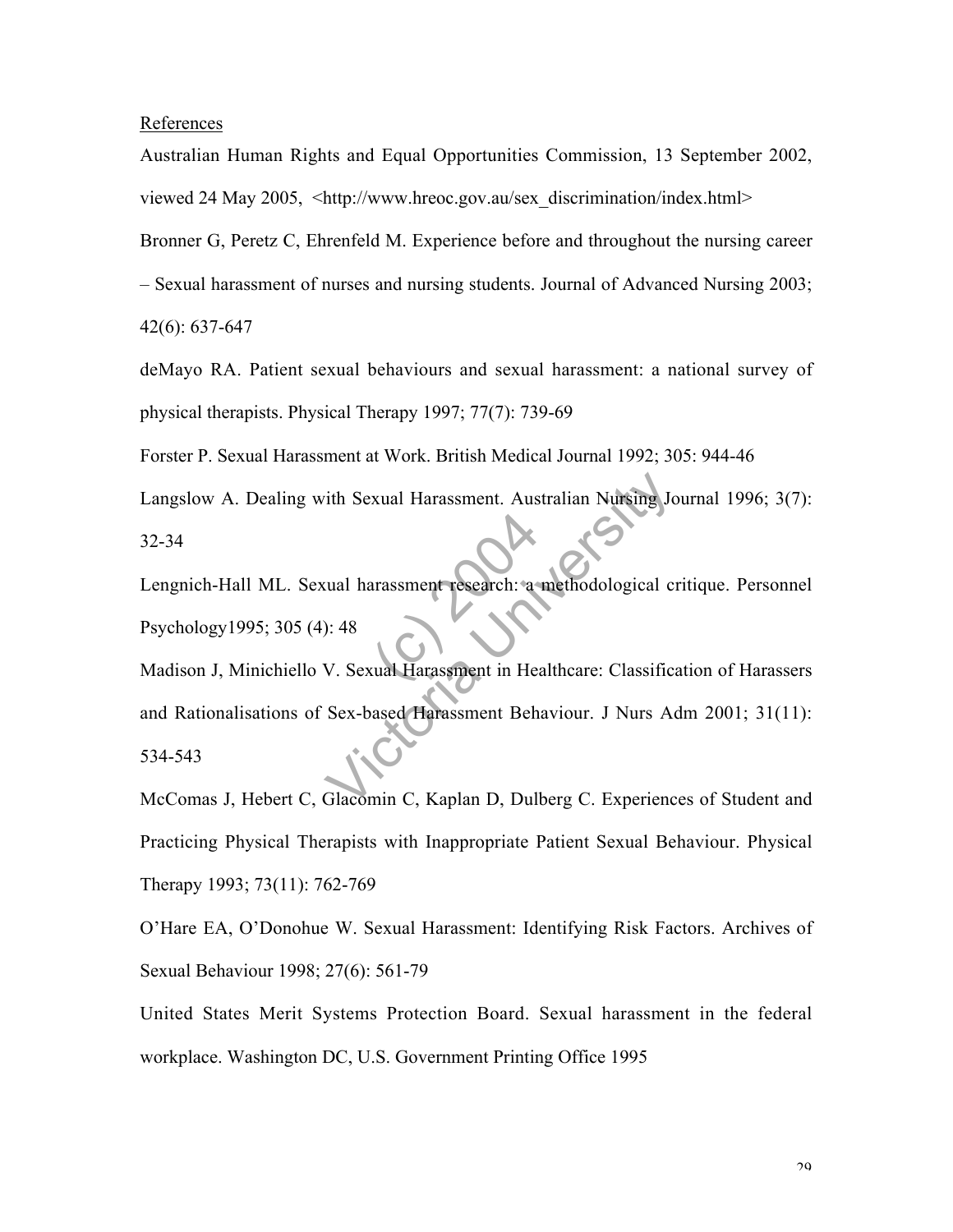References

Australian Human Rights and Equal Opportunities Commission, 13 September 2002, viewed 24 May 2005, <http://www.hreoc.gov.au/sex_discrimination/index.html>

Bronner G, Peretz C, Ehrenfeld M. Experience before and throughout the nursing career – Sexual harassment of nurses and nursing students. Journal of Advanced Nursing 2003; 42(6): 637-647

deMayo RA. Patient sexual behaviours and sexual harassment: a national survey of physical therapists. Physical Therapy 1997; 77(7): 739-69

Forster P. Sexual Harassment at Work. British Medical Journal 1992; 305: 944-46

Langslow A. Dealing with Sexual Harassment. Australian Nursing Journal 1996; 3(7): 32-34

Lengnich-Hall ML. Sexual harassment research: a methodological critique. Personnel Psychology1995; 305 (4): 48

Madison J, Minichiello V. Sexual Harassment in Healthcare: Classification of Harassers and Rationalisations of Sex-based Harassment Behaviour. J Nurs Adm 2001; 31(11): 534-543

McComas J, Hebert C, Glacomin C, Kaplan D, Dulberg C. Experiences of Student and Practicing Physical Therapists with Inappropriate Patient Sexual Behaviour. Physical Therapy 1993; 73(11): 762-769

O'Hare EA, O'Donohue W. Sexual Harassment: Identifying Risk Factors. Archives of Sexual Behaviour 1998; 27(6): 561-79

United States Merit Systems Protection Board. Sexual harassment in the federal workplace. Washington DC, U.S. Government Printing Office 1995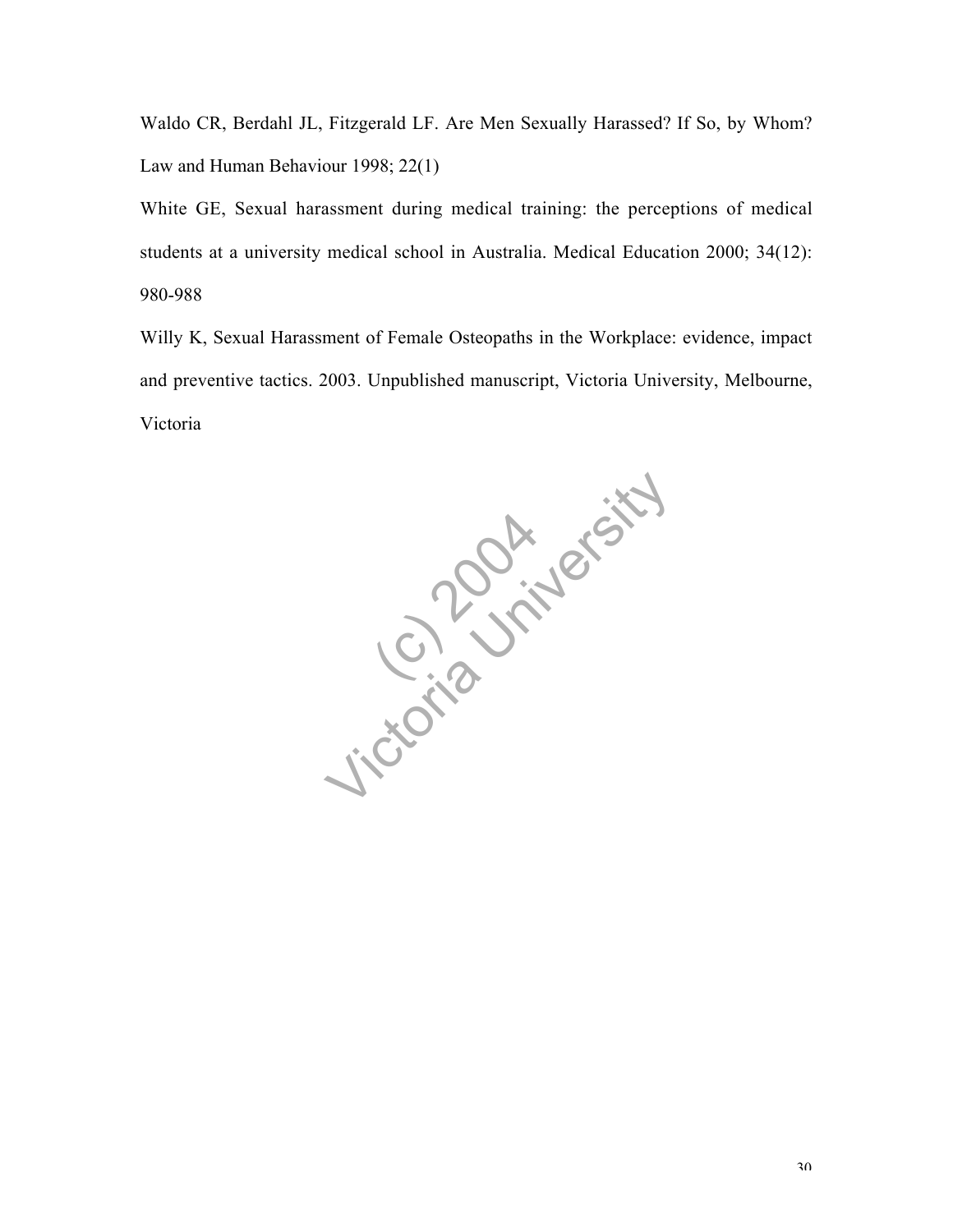Waldo CR, Berdahl JL, Fitzgerald LF. Are Men Sexually Harassed? If So, by Whom? Law and Human Behaviour 1998; 22(1)

White GE, Sexual harassment during medical training: the perceptions of medical students at a university medical school in Australia. Medical Education 2000; 34(12): 980-988

Willy K, Sexual Harassment of Female Osteopaths in the Workplace: evidence, impact and preventive tactics. 2003. Unpublished manuscript, Victoria University, Melbourne, Victoria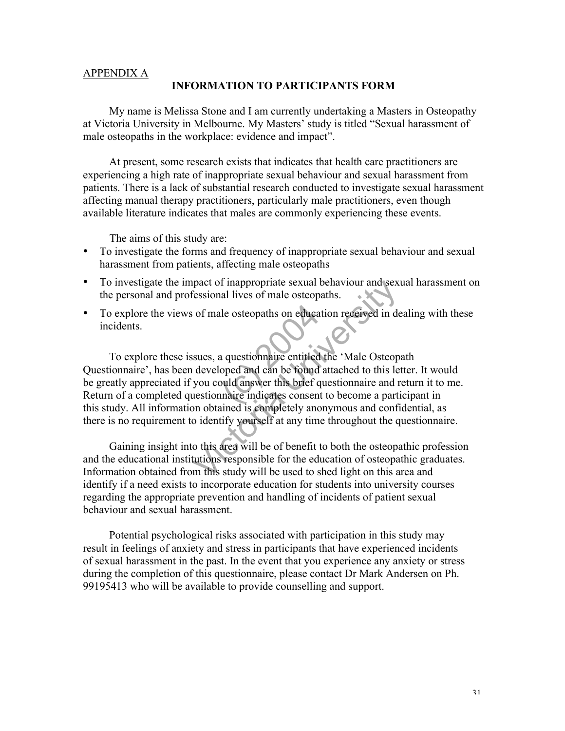APPENDIX A

## INFORMATION TO PARTICIPANTS FORM

My name is Melissa Stone and I am currently undertaking a Masters in Osteopathy at Victoria University in Melbourne. My Masters' study is titled "Sexual harassment of male osteopaths in the workplace: evidence and impact".

At present, some research exists that indicates that health care practitioners are experiencing a high rate of inappropriate sexual behaviour and sexual harassment from patients. There is a lack of substantial research conducted to investigate sexual harassment affecting manual therapy practitioners, particularly male practitioners, even though available literature indicates that males are commonly experiencing these events.

The aims of this study are:

- To investigate the forms and frequency of inappropriate sexual behaviour and sexual harassment from patients, affecting male osteopaths
- To investigate the impact of inappropriate sexual behaviour and sexual harassment on the personal and professional lives of male osteopaths.
- To explore the views of male osteopaths on education received in dealing with these incidents.

To explore these issues, a questionnaire entitled the 'Male Osteopath Questionnaire', has been developed and can be found attached to this letter. It would be greatly appreciated if you could answer this brief questionnaire and return it to me. Return of a completed questionnaire indicates consent to become a participant in this study. All information obtained is completely anonymous and confidential, as there is no requirement to identify yourself at any time throughout the questionnaire.

Gaining insight into this area will be of benefit to both the osteopathic profession and the educational institutions responsible for the education of osteopathic graduates. Information obtained from this study will be used to shed light on this area and identify if a need exists to incorporate education for students into university courses regarding the appropriate prevention and handling of incidents of patient sexual behaviour and sexual harassment.

Potential psychological risks associated with participation in this study may result in feelings of anxiety and stress in participants that have experienced incidents of sexual harassment in the past. In the event that you experience any anxiety or stress during the completion of this questionnaire, please contact Dr Mark Andersen on Ph. 99195413 who will be available to provide counselling and support.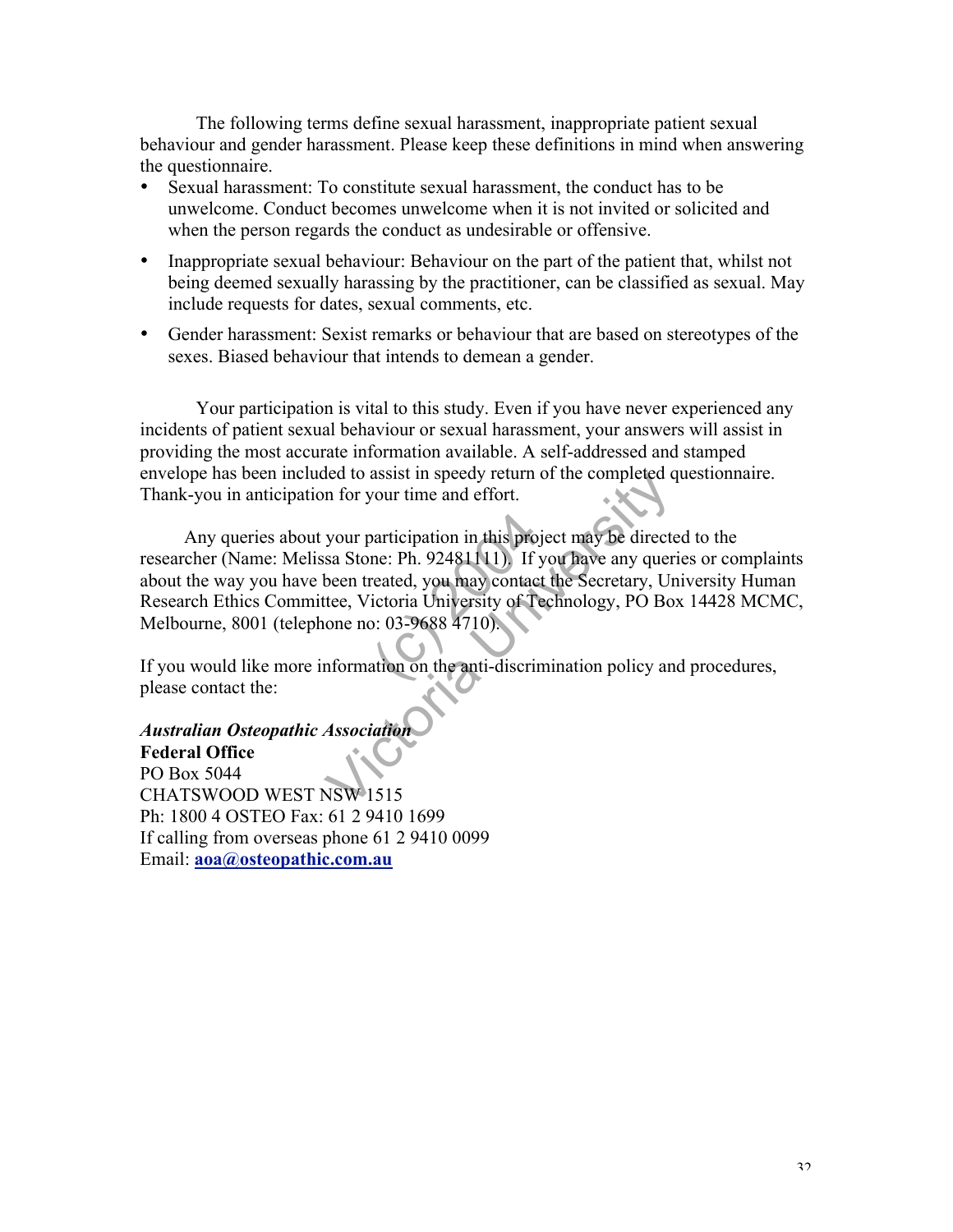The following terms define sexual harassment, inappropriate patient sexual behaviour and gender harassment. Please keep these definitions in mind when answering the questionnaire.

- Sexual harassment: To constitute sexual harassment, the conduct has to be unwelcome. Conduct becomes unwelcome when it is not invited or solicited and when the person regards the conduct as undesirable or offensive.
- Inappropriate sexual behaviour: Behaviour on the part of the patient that, whilst not being deemed sexually harassing by the practitioner, can be classified as sexual. May include requests for dates, sexual comments, etc.
- Gender harassment: Sexist remarks or behaviour that are based on stereotypes of the sexes. Biased behaviour that intends to demean a gender.

Your participation is vital to this study. Even if you have never experienced any incidents of patient sexual behaviour or sexual harassment, your answers will assist in providing the most accurate information available. A self-addressed and stamped envelope has been included to assist in speedy return of the completed questionnaire. Thank-you in anticipation for your time and effort.

Any queries about your participation in this project may be directed to the researcher (Name: Melissa Stone: Ph. 92481111). If you have any queries or complaints about the way you have been treated, you may contact the Secretary, University Human Research Ethics Committee, Victoria University of Technology, PO Box 14428 MCMC, Melbourne, 8001 (telephone no: 03-9688 4710).

If you would like more information on the anti-discrimination policy and procedures, please contact the:

***Australian Osteopathic Association***
**Federal Office**
PO Box 5044
CHATSWOOD WEST NSW 1515
Ph: 1800 4 OSTEO Fax: 61 2 9410 1699
If calling from overseas phone 61 2 9410 0099
Email: **aoa@osteopathic.com.au**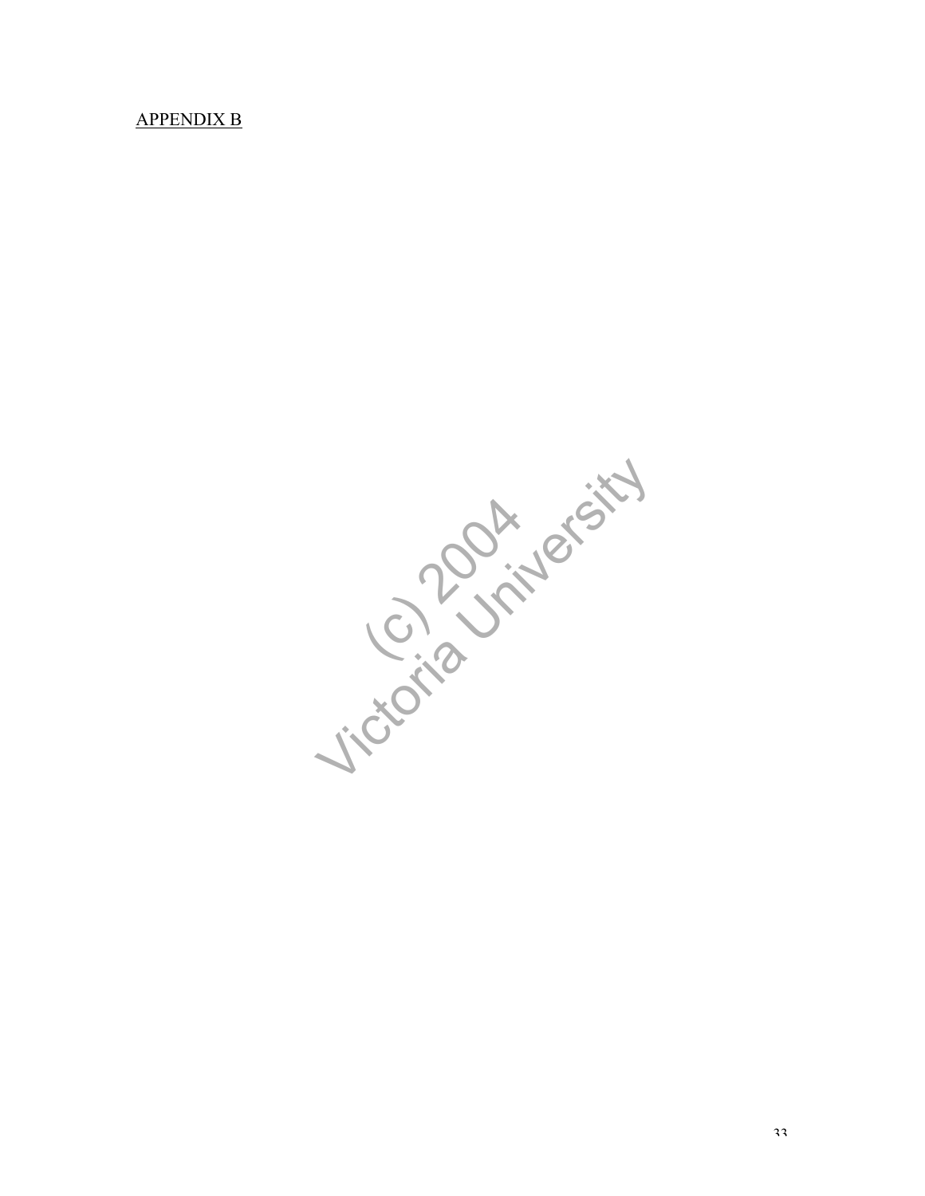APPENDIX B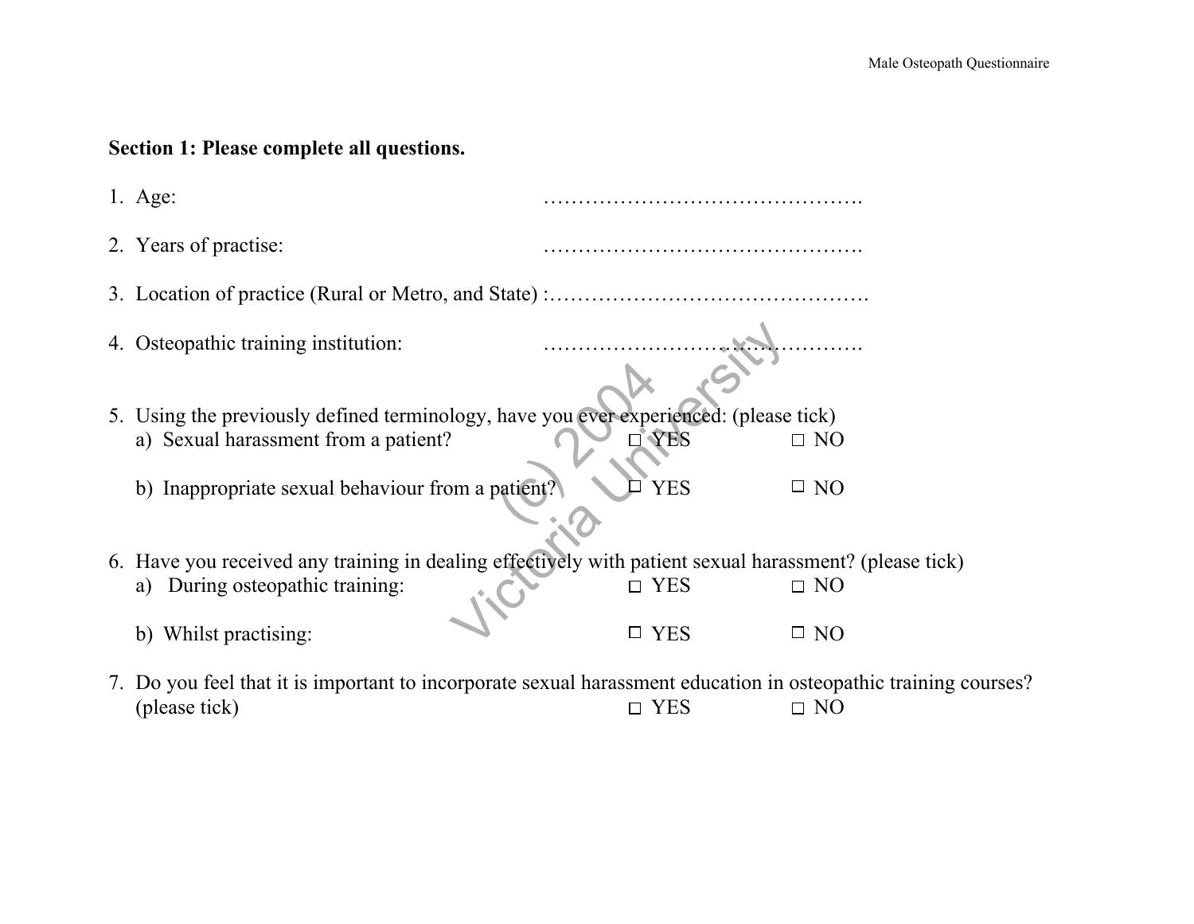**Section 1: Please complete all questions.**

1. Age: ……………………………………….

2. Years of practise: ……………………………………….

3. Location of practice (Rural or Metro, and State) :……………………………………….

4. Osteopathic training institution: ……………………………………….

5. Using the previously defined terminology, have you ever experienced: (please tick)
   a) Sexual harassment from a patient? ☐ YES ☐ NO

   b) Inappropriate sexual behaviour from a patient? ☐ YES ☐ NO

6. Have you received any training in dealing effectively with patient sexual harassment? (please tick)
   a) During osteopathic training: ☐ YES ☐ NO

   b) Whilst practising: ☐ YES ☐ NO

7. Do you feel that it is important to incorporate sexual harassment education in osteopathic training courses? (please tick) ☐ YES ☐ NO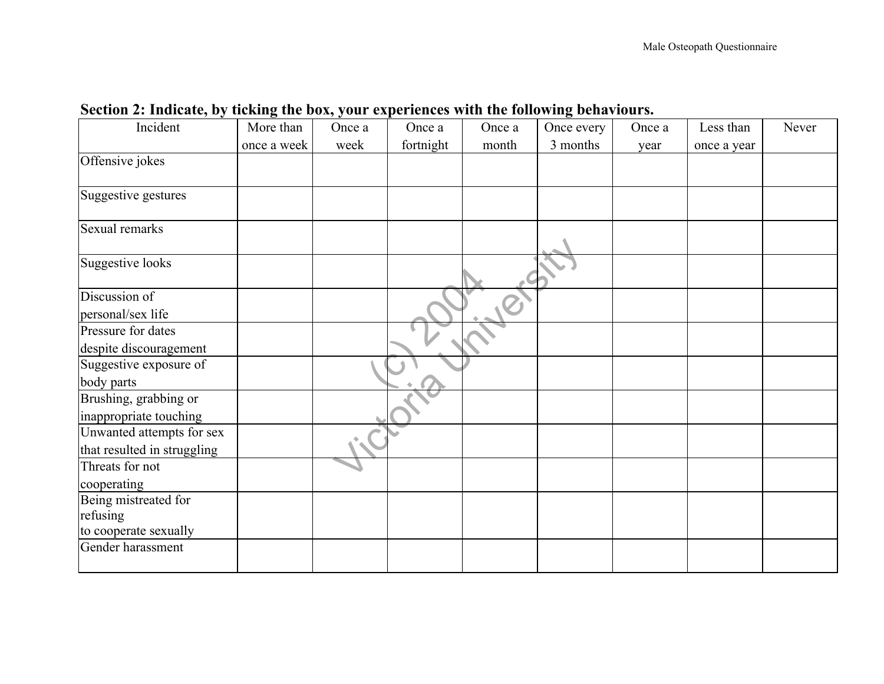**Section 2: Indicate, by ticking the box, your experiences with the following behaviours.**

| Incident | More than once a week | Once a week | Once a fortnight | Once a month | Once every 3 months | Once a year | Less than once a year | Never |
|---|---|---|---|---|---|---|---|---|
| Offensive jokes | | | | | | | | |
| Suggestive gestures | | | | | | | | |
| Sexual remarks | | | | | | | | |
| Suggestive looks | | | | | | | | |
| Discussion of personal/sex life | | | | | | | | |
| Pressure for dates despite discouragement | | | | | | | | |
| Suggestive exposure of body parts | | | | | | | | |
| Brushing, grabbing or inappropriate touching | | | | | | | | |
| Unwanted attempts for sex that resulted in struggling | | | | | | | | |
| Threats for not cooperating | | | | | | | | |
| Being mistreated for refusing to cooperate sexually | | | | | | | | |
| Gender harassment | | | | | | | | |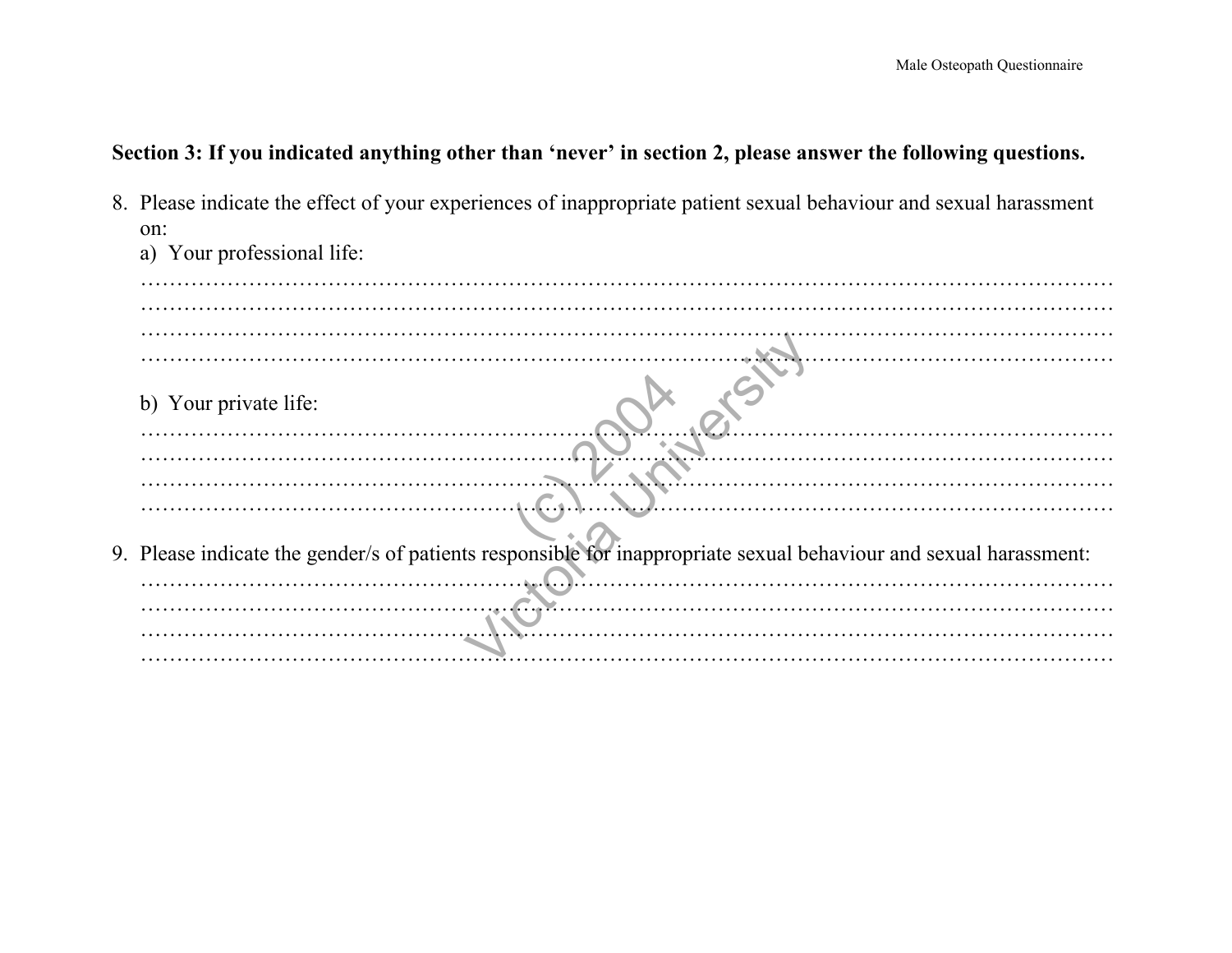**Section 3: If you indicated anything other than 'never' in section 2, please answer the following questions.**

8. Please indicate the effect of your experiences of inappropriate patient sexual behaviour and sexual harassment on:

   a) Your professional life:

   …………………………………………………………………………………………………………………
   …………………………………………………………………………………………………………………
   …………………………………………………………………………………………………………………
   …………………………………………………………………………………………………………………

   b) Your private life:

   …………………………………………………………………………………………………………………
   …………………………………………………………………………………………………………………
   …………………………………………………………………………………………………………………
   …………………………………………………………………………………………………………………

9. Please indicate the gender/s of patients responsible for inappropriate sexual behaviour and sexual harassment:

   …………………………………………………………………………………………………………………
   …………………………………………………………………………………………………………………
   …………………………………………………………………………………………………………………
   …………………………………………………………………………………………………………………